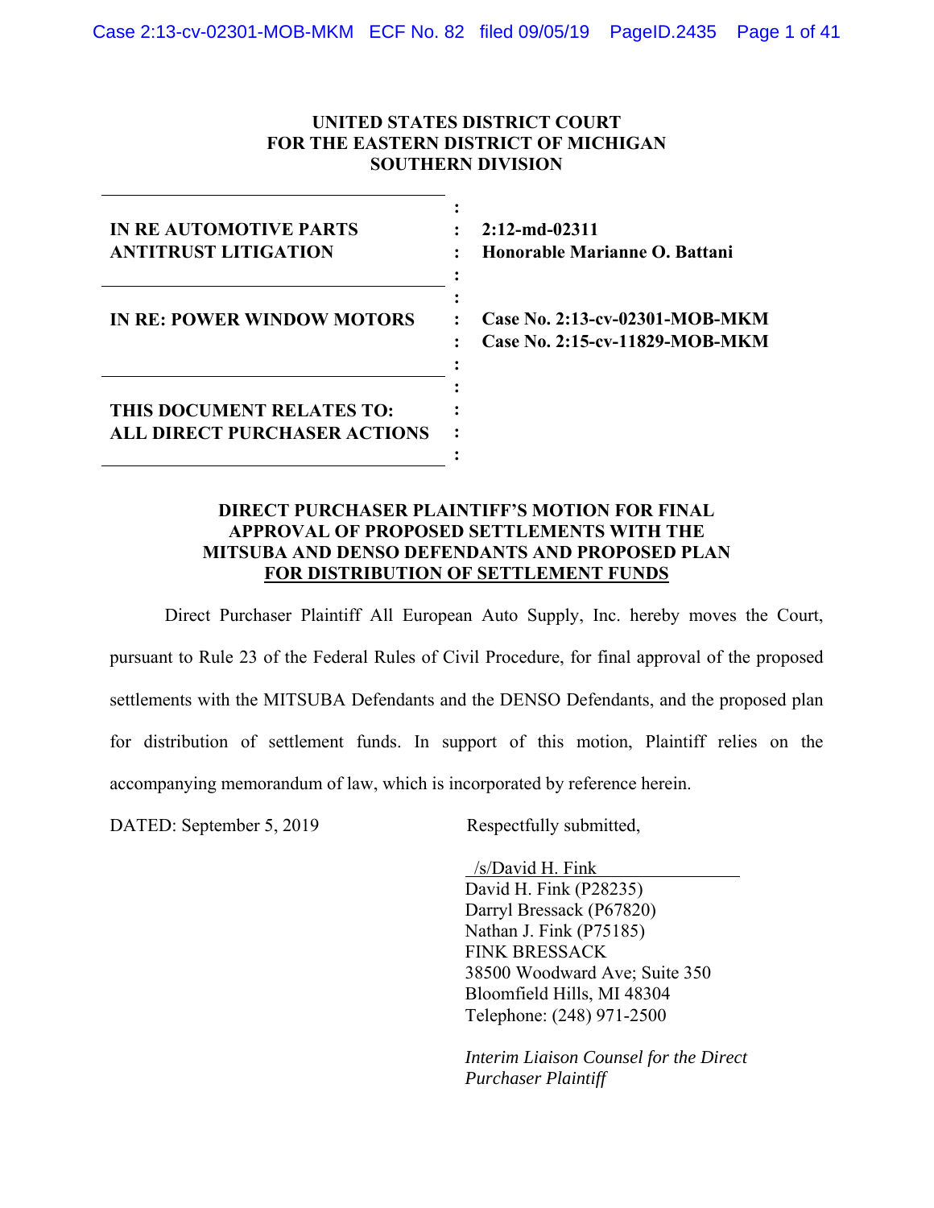**UNITED STATES DISTRICT COURT**
**FOR THE EASTERN DISTRICT OF MICHIGAN**
**SOUTHERN DIVISION**

| | |
|---|---|
| **IN RE AUTOMOTIVE PARTS ANTITRUST LITIGATION** | **2:12-md-02311**<br>**Honorable Marianne O. Battani** |
| **IN RE: POWER WINDOW MOTORS** | **Case No. 2:13-cv-02301-MOB-MKM**<br>**Case No. 2:15-cv-11829-MOB-MKM** |
| **THIS DOCUMENT RELATES TO: ALL DIRECT PURCHASER ACTIONS** | |

**DIRECT PURCHASER PLAINTIFF'S MOTION FOR FINAL APPROVAL OF PROPOSED SETTLEMENTS WITH THE MITSUBA AND DENSO DEFENDANTS AND PROPOSED PLAN FOR DISTRIBUTION OF SETTLEMENT FUNDS**

Direct Purchaser Plaintiff All European Auto Supply, Inc. hereby moves the Court, pursuant to Rule 23 of the Federal Rules of Civil Procedure, for final approval of the proposed settlements with the MITSUBA Defendants and the DENSO Defendants, and the proposed plan for distribution of settlement funds. In support of this motion, Plaintiff relies on the accompanying memorandum of law, which is incorporated by reference herein.

DATED: September 5, 2019

Respectfully submitted,

/s/David H. Fink
David H. Fink (P28235)
Darryl Bressack (P67820)
Nathan J. Fink (P75185)
FINK BRESSACK
38500 Woodward Ave; Suite 350
Bloomfield Hills, MI 48304
Telephone: (248) 971-2500

*Interim Liaison Counsel for the Direct Purchaser Plaintiff*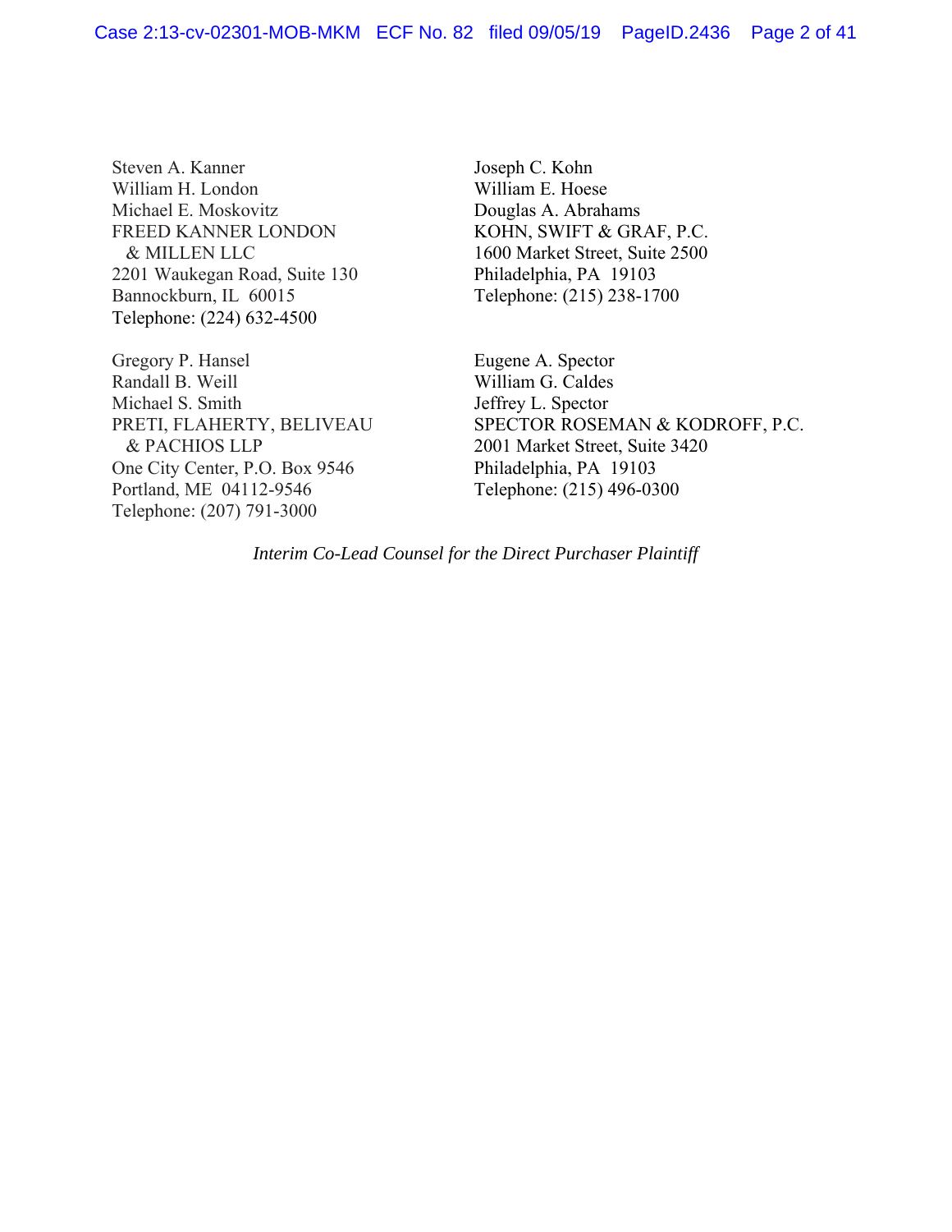Steven A. Kanner
William H. London
Michael E. Moskovitz
FREED KANNER LONDON
& MILLEN LLC
2201 Waukegan Road, Suite 130
Bannockburn, IL 60015
Telephone: (224) 632-4500

Joseph C. Kohn
William E. Hoese
Douglas A. Abrahams
KOHN, SWIFT & GRAF, P.C.
1600 Market Street, Suite 2500
Philadelphia, PA 19103
Telephone: (215) 238-1700

Gregory P. Hansel
Randall B. Weill
Michael S. Smith
PRETI, FLAHERTY, BELIVEAU
& PACHIOS LLP
One City Center, P.O. Box 9546
Portland, ME 04112-9546
Telephone: (207) 791-3000

Eugene A. Spector
William G. Caldes
Jeffrey L. Spector
SPECTOR ROSEMAN & KODROFF, P.C.
2001 Market Street, Suite 3420
Philadelphia, PA 19103
Telephone: (215) 496-0300

*Interim Co-Lead Counsel for the Direct Purchaser Plaintiff*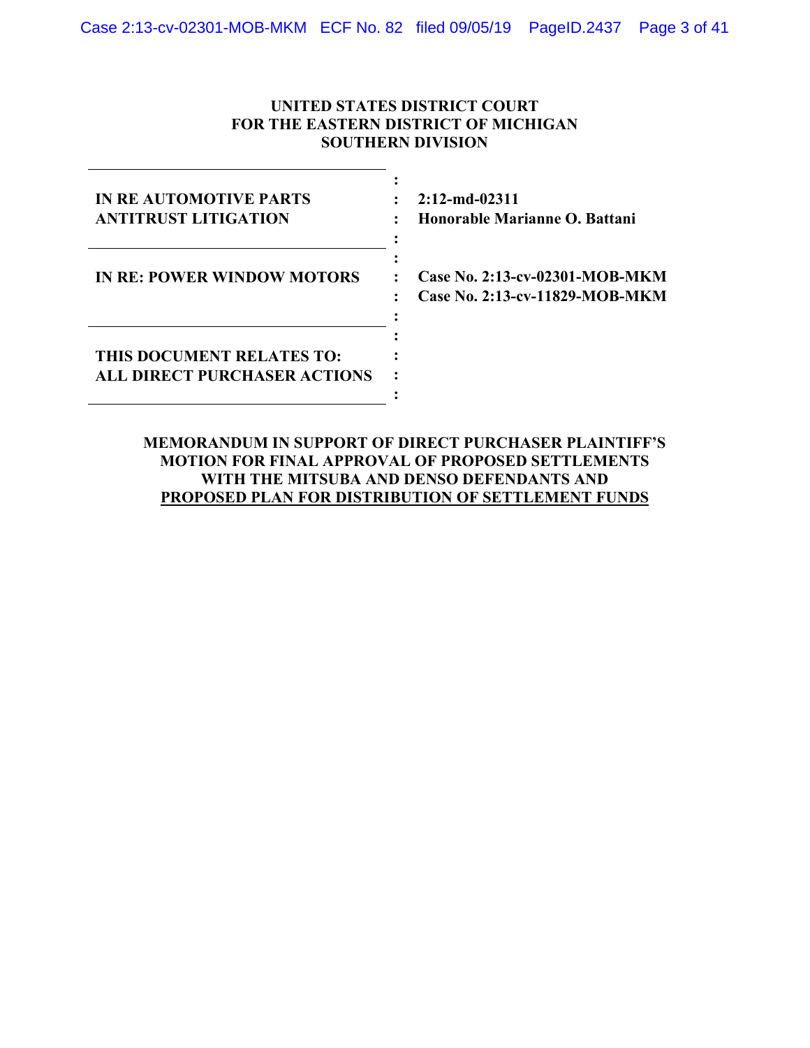**UNITED STATES DISTRICT COURT**
**FOR THE EASTERN DISTRICT OF MICHIGAN**
**SOUTHERN DIVISION**

| | | |
|---|---|---|
| **IN RE AUTOMOTIVE PARTS ANTITRUST LITIGATION** | : | **2:12-md-02311** **Honorable Marianne O. Battani** |
| **IN RE: POWER WINDOW MOTORS** | : | **Case No. 2:13-cv-02301-MOB-MKM** **Case No. 2:13-cv-11829-MOB-MKM** |
| **THIS DOCUMENT RELATES TO: ALL DIRECT PURCHASER ACTIONS** | : | |

**MEMORANDUM IN SUPPORT OF DIRECT PURCHASER PLAINTIFF'S MOTION FOR FINAL APPROVAL OF PROPOSED SETTLEMENTS WITH THE MITSUBA AND DENSO DEFENDANTS AND PROPOSED PLAN FOR DISTRIBUTION OF SETTLEMENT FUNDS**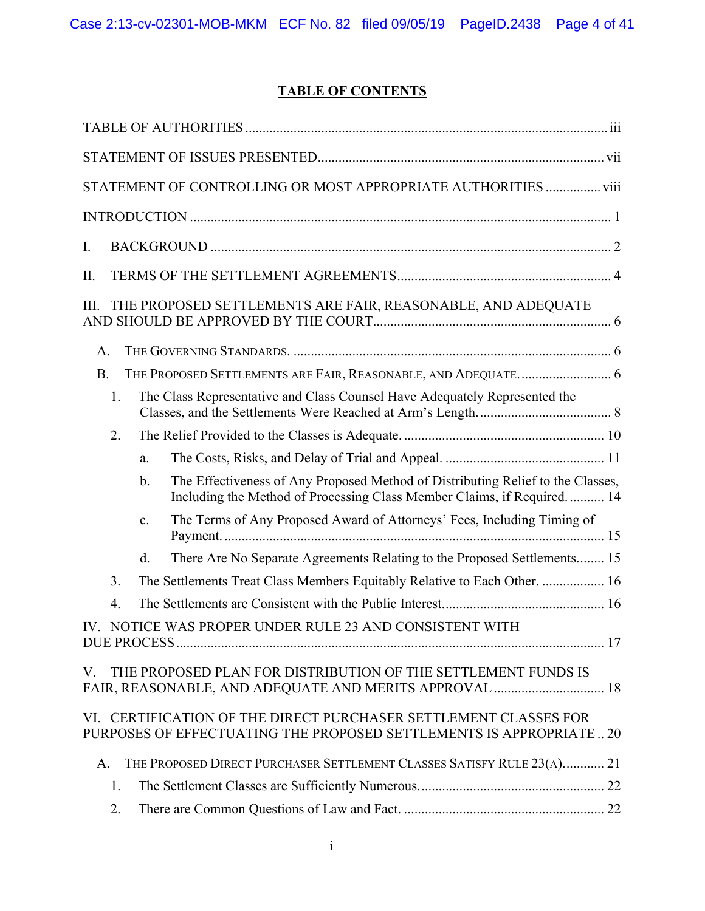## TABLE OF CONTENTS

TABLE OF AUTHORITIES ..... iii

STATEMENT OF ISSUES PRESENTED ..... vii

STATEMENT OF CONTROLLING OR MOST APPROPRIATE AUTHORITIES ..... viii

INTRODUCTION ..... 1

I. BACKGROUND ..... 2

II. TERMS OF THE SETTLEMENT AGREEMENTS ..... 4

III. THE PROPOSED SETTLEMENTS ARE FAIR, REASONABLE, AND ADEQUATE AND SHOULD BE APPROVED BY THE COURT ..... 6

- A. THE GOVERNING STANDARDS. ..... 6
- B. THE PROPOSED SETTLEMENTS ARE FAIR, REASONABLE, AND ADEQUATE. ..... 6
  - 1. The Class Representative and Class Counsel Have Adequately Represented the Classes, and the Settlements Were Reached at Arm's Length. ..... 8
  - 2. The Relief Provided to the Classes is Adequate. ..... 10
    - a. The Costs, Risks, and Delay of Trial and Appeal. ..... 11
    - b. The Effectiveness of Any Proposed Method of Distributing Relief to the Classes, Including the Method of Processing Class Member Claims, if Required. ..... 14
    - c. The Terms of Any Proposed Award of Attorneys' Fees, Including Timing of Payment. ..... 15
    - d. There Are No Separate Agreements Relating to the Proposed Settlements ..... 15
  - 3. The Settlements Treat Class Members Equitably Relative to Each Other. ..... 16
  - 4. The Settlements are Consistent with the Public Interest. ..... 16

IV. NOTICE WAS PROPER UNDER RULE 23 AND CONSISTENT WITH DUE PROCESS ..... 17

V. THE PROPOSED PLAN FOR DISTRIBUTION OF THE SETTLEMENT FUNDS IS FAIR, REASONABLE, AND ADEQUATE AND MERITS APPROVAL ..... 18

VI. CERTIFICATION OF THE DIRECT PURCHASER SETTLEMENT CLASSES FOR PURPOSES OF EFFECTUATING THE PROPOSED SETTLEMENTS IS APPROPRIATE .. 20

- A. THE PROPOSED DIRECT PURCHASER SETTLEMENT CLASSES SATISFY RULE 23(A). ..... 21
  - 1. The Settlement Classes are Sufficiently Numerous. ..... 22
  - 2. There are Common Questions of Law and Fact. ..... 22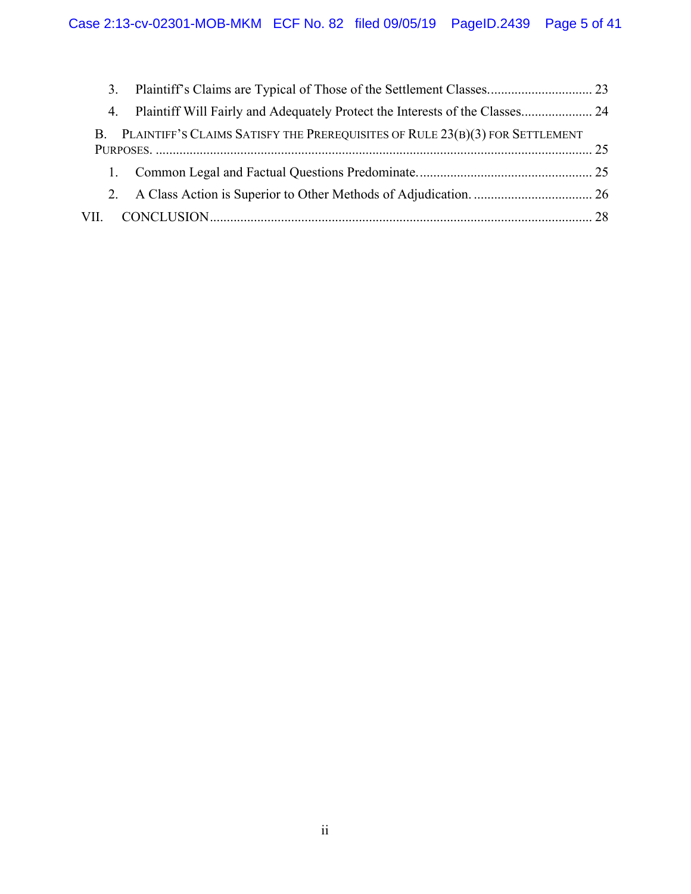3. Plaintiff's Claims are Typical of Those of the Settlement Classes.............................. 23

4. Plaintiff Will Fairly and Adequately Protect the Interests of the Classes..................... 24

B. PLAINTIFF'S CLAIMS SATISFY THE PREREQUISITES OF RULE 23(B)(3) FOR SETTLEMENT PURPOSES. ................................................................................................................ 25

1. Common Legal and Factual Questions Predominate.................................................. 25

2. A Class Action is Superior to Other Methods of Adjudication. .................................. 26

VII. CONCLUSION................................................................................................................ 28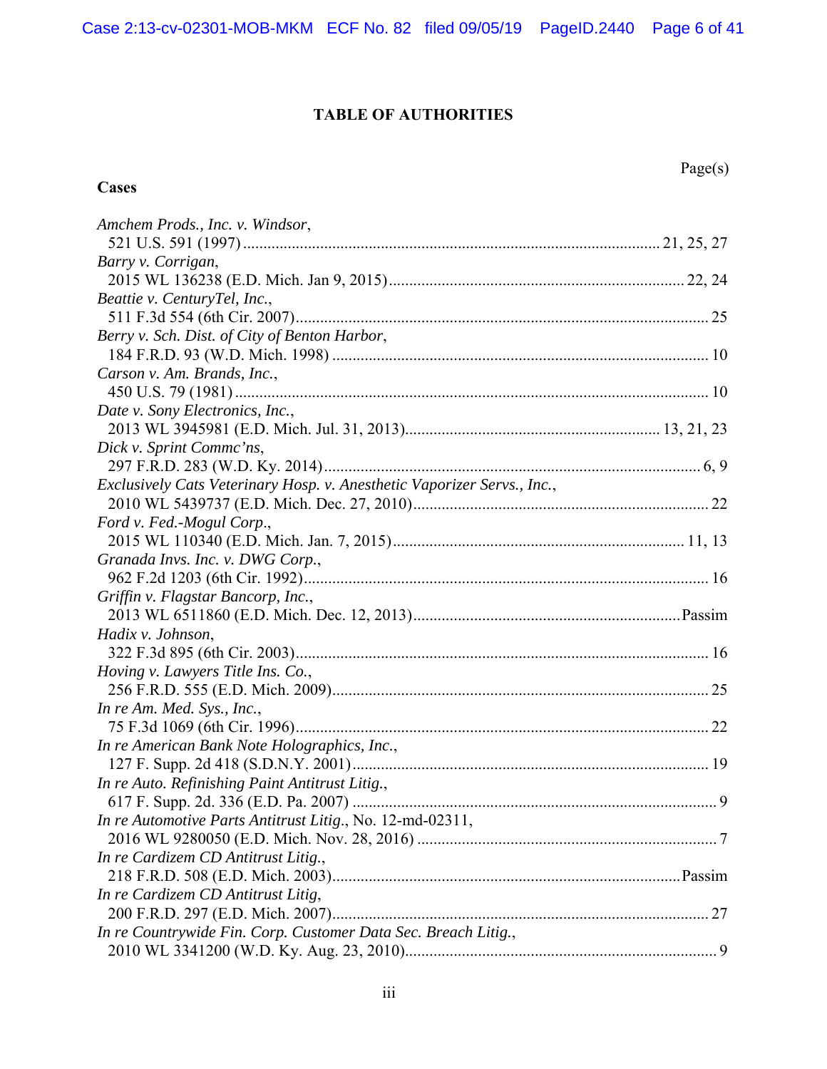# TABLE OF AUTHORITIES

Page(s)

**Cases**

*Amchem Prods., Inc. v. Windsor*,
521 U.S. 591 (1997) .......... 21, 25, 27

*Barry v. Corrigan*,
2015 WL 136238 (E.D. Mich. Jan 9, 2015) .......... 22, 24

*Beattie v. CenturyTel, Inc.*,
511 F.3d 554 (6th Cir. 2007) .......... 25

*Berry v. Sch. Dist. of City of Benton Harbor*,
184 F.R.D. 93 (W.D. Mich. 1998) .......... 10

*Carson v. Am. Brands, Inc.*,
450 U.S. 79 (1981) .......... 10

*Date v. Sony Electronics, Inc.*,
2013 WL 3945981 (E.D. Mich. Jul. 31, 2013) .......... 13, 21, 23

*Dick v. Sprint Commc'ns*,
297 F.R.D. 283 (W.D. Ky. 2014) .......... 6, 9

*Exclusively Cats Veterinary Hosp. v. Anesthetic Vaporizer Servs., Inc.*,
2010 WL 5439737 (E.D. Mich. Dec. 27, 2010) .......... 22

*Ford v. Fed.-Mogul Corp.*,
2015 WL 110340 (E.D. Mich. Jan. 7, 2015) .......... 11, 13

*Granada Invs. Inc. v. DWG Corp.*,
962 F.2d 1203 (6th Cir. 1992) .......... 16

*Griffin v. Flagstar Bancorp, Inc.*,
2013 WL 6511860 (E.D. Mich. Dec. 12, 2013) .......... Passim

*Hadix v. Johnson*,
322 F.3d 895 (6th Cir. 2003) .......... 16

*Hoving v. Lawyers Title Ins. Co.*,
256 F.R.D. 555 (E.D. Mich. 2009) .......... 25

*In re Am. Med. Sys., Inc.*,
75 F.3d 1069 (6th Cir. 1996) .......... 22

*In re American Bank Note Holographics, Inc.*,
127 F. Supp. 2d 418 (S.D.N.Y. 2001) .......... 19

*In re Auto. Refinishing Paint Antitrust Litig.*,
617 F. Supp. 2d. 336 (E.D. Pa. 2007) .......... 9

*In re Automotive Parts Antitrust Litig.*, No. 12-md-02311,
2016 WL 9280050 (E.D. Mich. Nov. 28, 2016) .......... 7

*In re Cardizem CD Antitrust Litig.*,
218 F.R.D. 508 (E.D. Mich. 2003) .......... Passim

*In re Cardizem CD Antitrust Litig*,
200 F.R.D. 297 (E.D. Mich. 2007) .......... 27

*In re Countrywide Fin. Corp. Customer Data Sec. Breach Litig.*,
2010 WL 3341200 (W.D. Ky. Aug. 23, 2010) .......... 9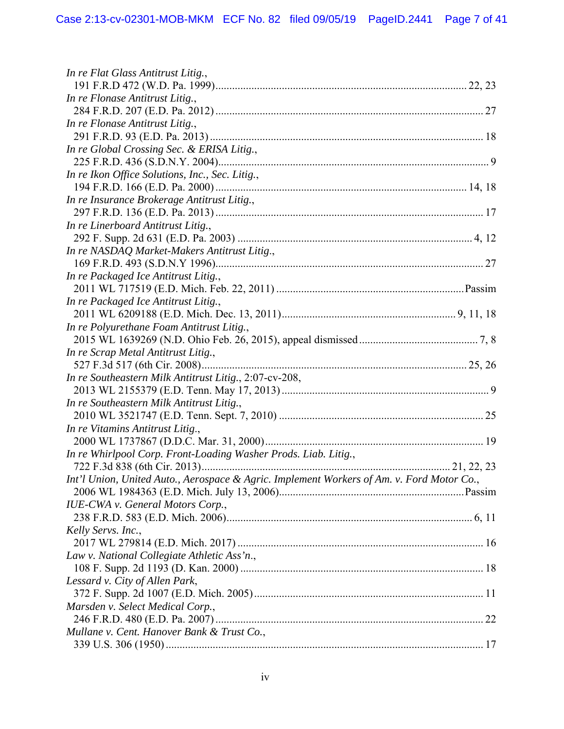*In re Flat Glass Antitrust Litig.*,
191 F.R.D 472 (W.D. Pa. 1999) ........................................................................................ 22, 23

*In re Flonase Antitrust Litig.*,
284 F.R.D. 207 (E.D. Pa. 2012) ............................................................................................... 27

*In re Flonase Antitrust Litig.*,
291 F.R.D. 93 (E.D. Pa. 2013) ................................................................................................. 18

*In re Global Crossing Sec. & ERISA Litig.*,
225 F.R.D. 436 (S.D.N.Y. 2004)................................................................................................. 9

*In re Ikon Office Solutions, Inc., Sec. Litig.*,
194 F.R.D. 166 (E.D. Pa. 2000) ......................................................................................... 14, 18

*In re Insurance Brokerage Antitrust Litig.*,
297 F.R.D. 136 (E.D. Pa. 2013) ............................................................................................... 17

*In re Linerboard Antitrust Litig.*,
292 F. Supp. 2d 631 (E.D. Pa. 2003) .................................................................................... 4, 12

*In re NASDAQ Market-Makers Antitrust Litig.*,
169 F.R.D. 493 (S.D.N.Y 1996)................................................................................................ 27

*In re Packaged Ice Antitrust Litig.*,
2011 WL 717519 (E.D. Mich. Feb. 22, 2011) ................................................................... Passim

*In re Packaged Ice Antitrust Litig.*,
2011 WL 6209188 (E.D. Mich. Dec. 13, 2011).............................................................. 9, 11, 18

*In re Polyurethane Foam Antitrust Litig.*,
2015 WL 1639269 (N.D. Ohio Feb. 26, 2015), appeal dismissed ........................................... 7, 8

*In re Scrap Metal Antitrust Litig.*,
527 F.3d 517 (6th Cir. 2008)............................................................................................... 25, 26

*In re Southeastern Milk Antitrust Litig.*, 2:07-cv-208,
2013 WL 2155379 (E.D. Tenn. May 17, 2013) .......................................................................... 9

*In re Southeastern Milk Antitrust Litig.*,
2010 WL 3521747 (E.D. Tenn. Sept. 7, 2010) ......................................................................... 25

*In re Vitamins Antitrust Litig*.,
2000 WL 1737867 (D.D.C. Mar. 31, 2000).............................................................................. 19

*In re Whirlpool Corp. Front-Loading Washer Prods. Liab. Litig.*,
722 F.3d 838 (6th Cir. 2013)......................................................................................... 21, 22, 23

*Int'l Union, United Auto., Aerospace & Agric. Implement Workers of Am. v. Ford Motor Co.*,
2006 WL 1984363 (E.D. Mich. July 13, 2006)................................................................... Passim

*IUE-CWA v. General Motors Corp.*,
238 F.R.D. 583 (E.D. Mich. 2006)........................................................................................ 6, 11

*Kelly Servs. Inc.*,
2017 WL 279814 (E.D. Mich. 2017) ........................................................................................ 16

*Law v. National Collegiate Athletic Ass'n*.,
108 F. Supp. 2d 1193 (D. Kan. 2000) ....................................................................................... 18

*Lessard v. City of Allen Park*,
372 F. Supp. 2d 1007 (E.D. Mich. 2005) .................................................................................. 11

*Marsden v. Select Medical Corp.*,
246 F.R.D. 480 (E.D. Pa. 2007) ............................................................................................... 22

*Mullane v. Cent. Hanover Bank & Trust Co.*,
339 U.S. 306 (1950) ................................................................................................................. 17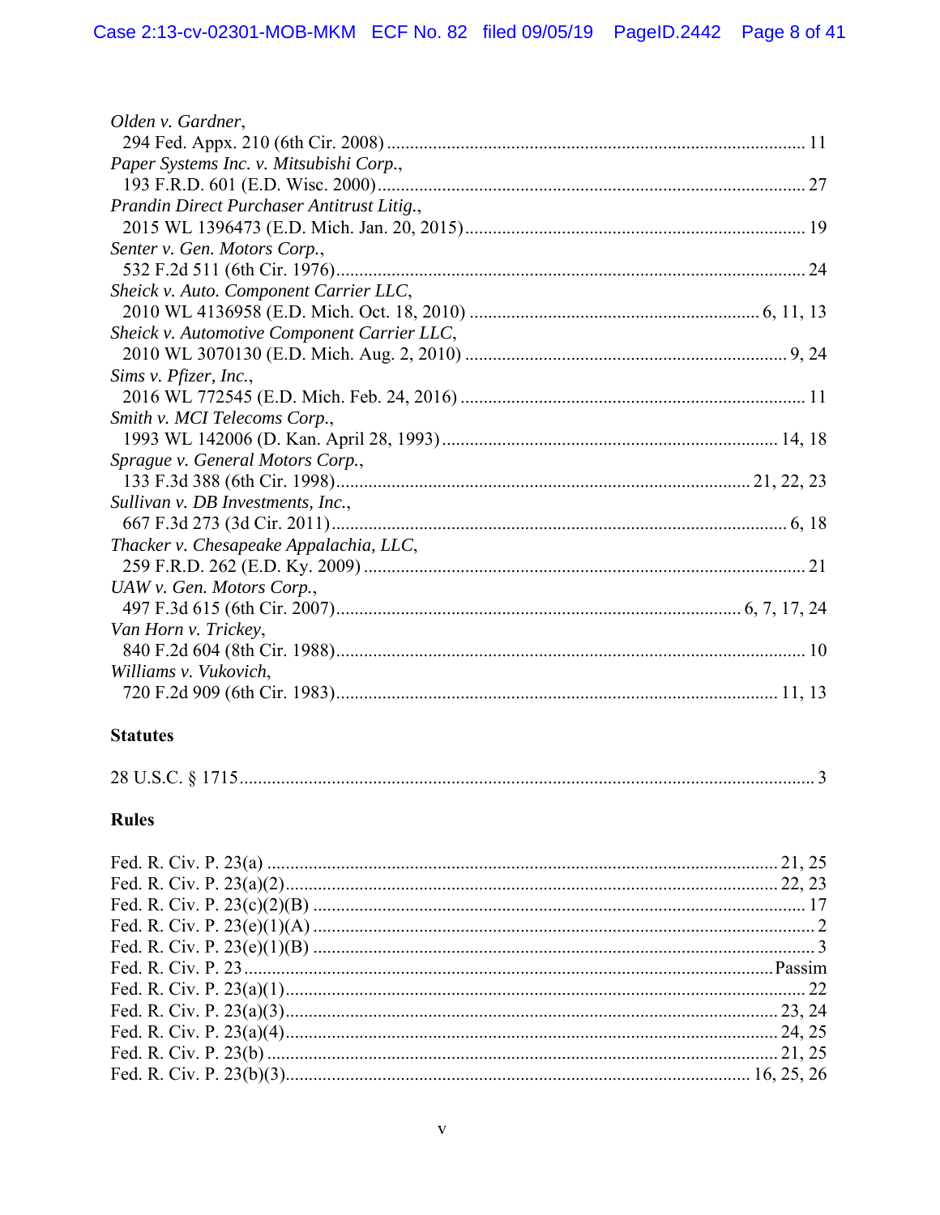*Olden v. Gardner*,
294 Fed. Appx. 210 (6th Cir. 2008) .......... 11

*Paper Systems Inc. v. Mitsubishi Corp.*,
193 F.R.D. 601 (E.D. Wisc. 2000) .......... 27

*Prandin Direct Purchaser Antitrust Litig.*,
2015 WL 1396473 (E.D. Mich. Jan. 20, 2015) .......... 19

*Senter v. Gen. Motors Corp.*,
532 F.2d 511 (6th Cir. 1976) .......... 24

*Sheick v. Auto. Component Carrier LLC*,
2010 WL 4136958 (E.D. Mich. Oct. 18, 2010) .......... 6, 11, 13

*Sheick v. Automotive Component Carrier LLC*,
2010 WL 3070130 (E.D. Mich. Aug. 2, 2010) .......... 9, 24

*Sims v. Pfizer, Inc.*,
2016 WL 772545 (E.D. Mich. Feb. 24, 2016) .......... 11

*Smith v. MCI Telecoms Corp.*,
1993 WL 142006 (D. Kan. April 28, 1993) .......... 14, 18

*Sprague v. General Motors Corp.*,
133 F.3d 388 (6th Cir. 1998) .......... 21, 22, 23

*Sullivan v. DB Investments, Inc.*,
667 F.3d 273 (3d Cir. 2011) .......... 6, 18

*Thacker v. Chesapeake Appalachia, LLC*,
259 F.R.D. 262 (E.D. Ky. 2009) .......... 21

*UAW v. Gen. Motors Corp.*,
497 F.3d 615 (6th Cir. 2007) .......... 6, 7, 17, 24

*Van Horn v. Trickey*,
840 F.2d 604 (8th Cir. 1988) .......... 10

*Williams v. Vukovich*,
720 F.2d 909 (6th Cir. 1983) .......... 11, 13

**Statutes**

28 U.S.C. § 1715 .......... 3

**Rules**

Fed. R. Civ. P. 23(a) .......... 21, 25
Fed. R. Civ. P. 23(a)(2) .......... 22, 23
Fed. R. Civ. P. 23(c)(2)(B) .......... 17
Fed. R. Civ. P. 23(e)(1)(A) .......... 2
Fed. R. Civ. P. 23(e)(1)(B) .......... 3
Fed. R. Civ. P. 23 .......... Passim
Fed. R. Civ. P. 23(a)(1) .......... 22
Fed. R. Civ. P. 23(a)(3) .......... 23, 24
Fed. R. Civ. P. 23(a)(4) .......... 24, 25
Fed. R. Civ. P. 23(b) .......... 21, 25
Fed. R. Civ. P. 23(b)(3) .......... 16, 25, 26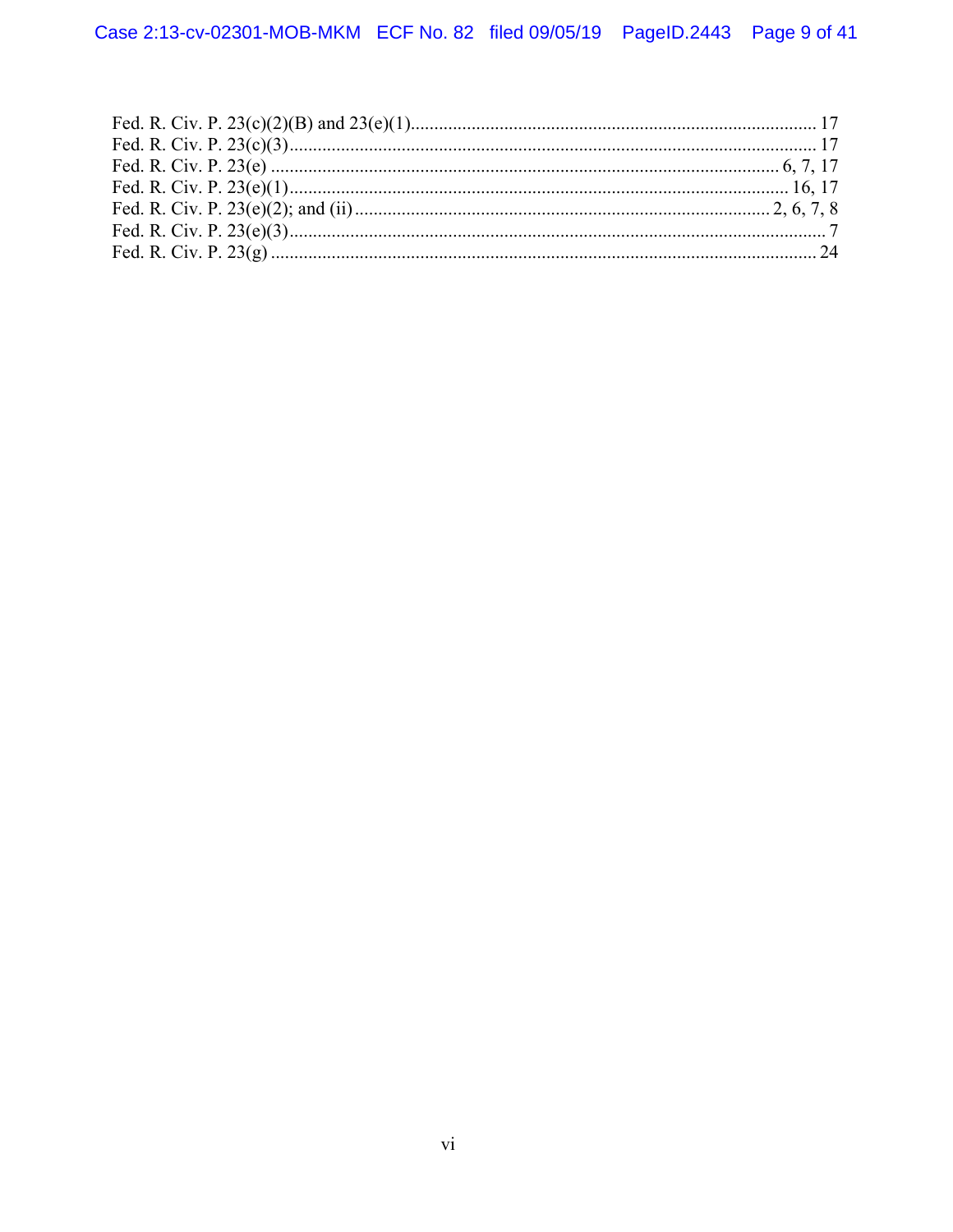Fed. R. Civ. P. 23(c)(2)(B) and 23(e)(1)...................................................................................... 17
Fed. R. Civ. P. 23(c)(3)................................................................................................................. 17
Fed. R. Civ. P. 23(e) ............................................................................................................. 6, 7, 17
Fed. R. Civ. P. 23(e)(1)........................................................................................................... 16, 17
Fed. R. Civ. P. 23(e)(2); and (ii) ....................................................................................... 2, 6, 7, 8
Fed. R. Civ. P. 23(e)(3)................................................................................................................... 7
Fed. R. Civ. P. 23(g) .................................................................................................................... 24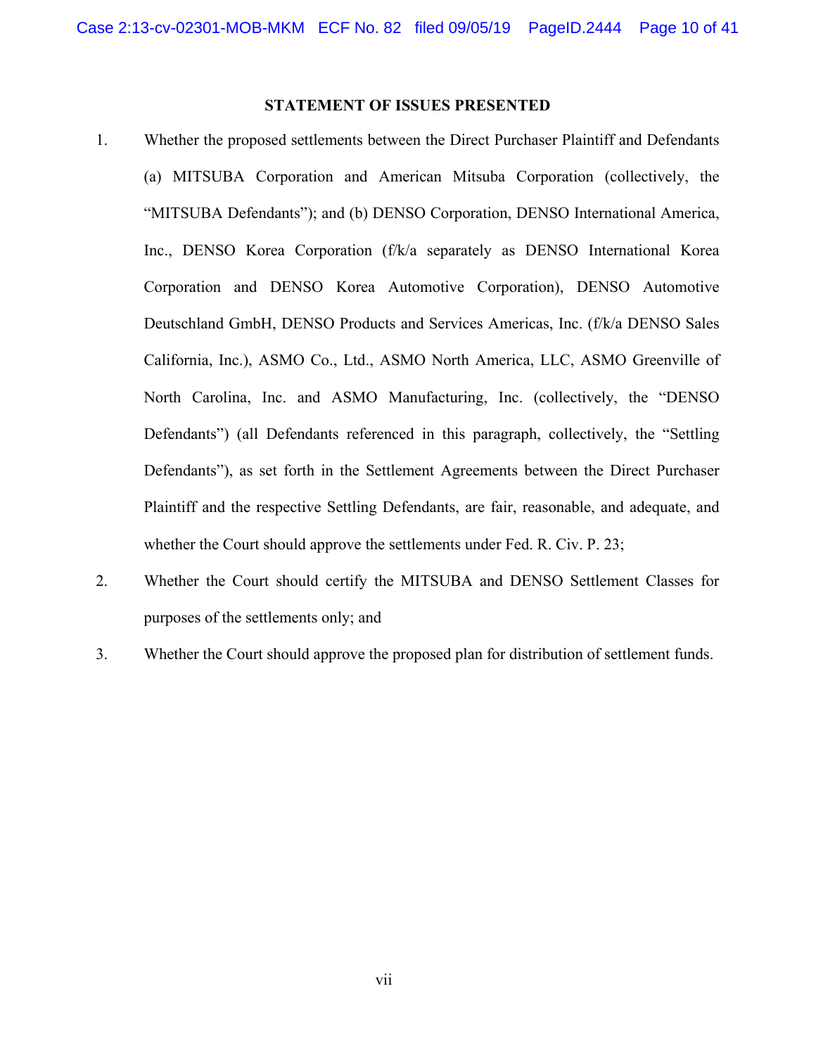## STATEMENT OF ISSUES PRESENTED

1. Whether the proposed settlements between the Direct Purchaser Plaintiff and Defendants (a) MITSUBA Corporation and American Mitsuba Corporation (collectively, the "MITSUBA Defendants"); and (b) DENSO Corporation, DENSO International America, Inc., DENSO Korea Corporation (f/k/a separately as DENSO International Korea Corporation and DENSO Korea Automotive Corporation), DENSO Automotive Deutschland GmbH, DENSO Products and Services Americas, Inc. (f/k/a DENSO Sales California, Inc.), ASMO Co., Ltd., ASMO North America, LLC, ASMO Greenville of North Carolina, Inc. and ASMO Manufacturing, Inc. (collectively, the "DENSO Defendants") (all Defendants referenced in this paragraph, collectively, the "Settling Defendants"), as set forth in the Settlement Agreements between the Direct Purchaser Plaintiff and the respective Settling Defendants, are fair, reasonable, and adequate, and whether the Court should approve the settlements under Fed. R. Civ. P. 23;

2. Whether the Court should certify the MITSUBA and DENSO Settlement Classes for purposes of the settlements only; and

3. Whether the Court should approve the proposed plan for distribution of settlement funds.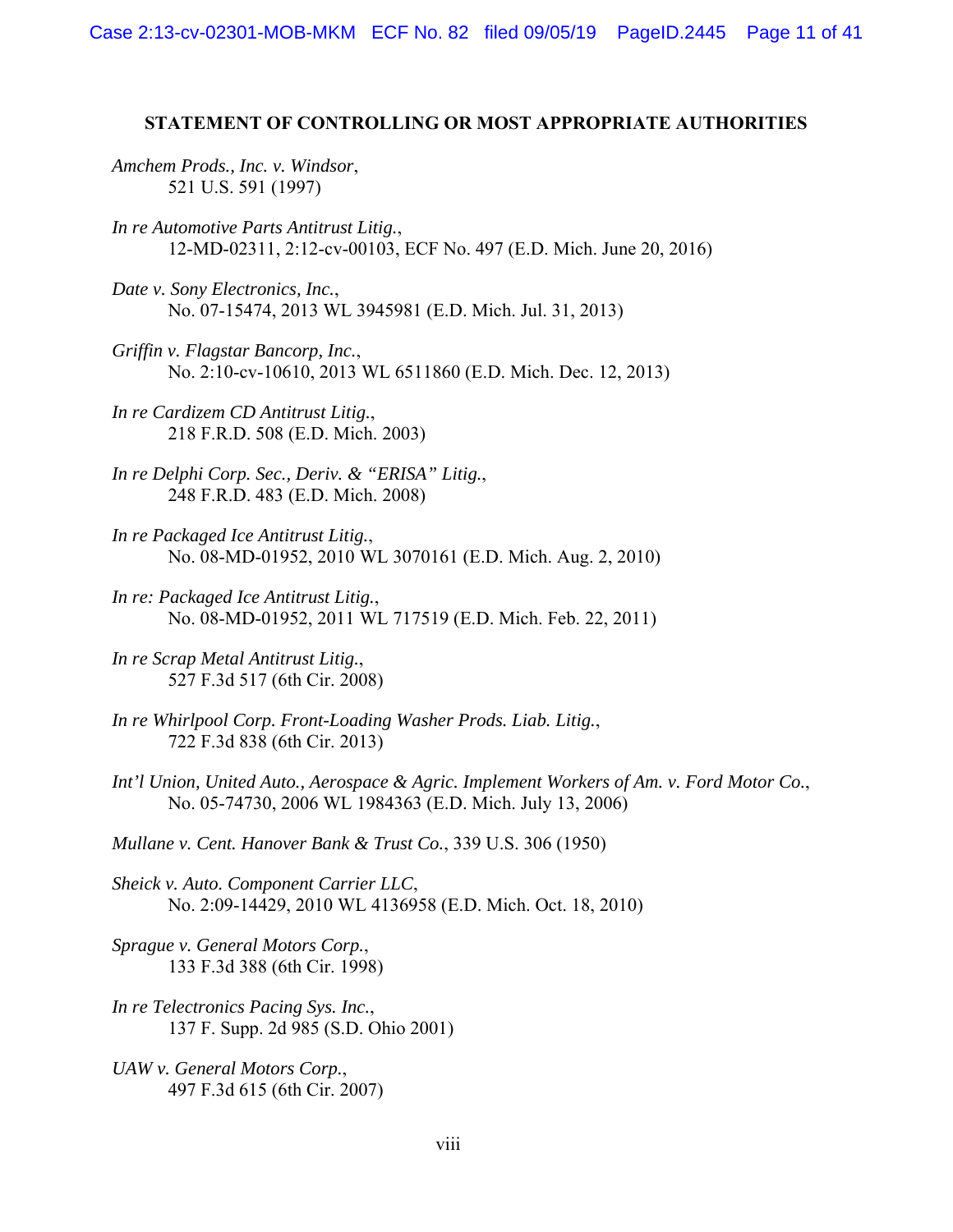## STATEMENT OF CONTROLLING OR MOST APPROPRIATE AUTHORITIES

*Amchem Prods., Inc. v. Windsor*,
521 U.S. 591 (1997)

*In re Automotive Parts Antitrust Litig.*,
12-MD-02311, 2:12-cv-00103, ECF No. 497 (E.D. Mich. June 20, 2016)

*Date v. Sony Electronics, Inc.*,
No. 07-15474, 2013 WL 3945981 (E.D. Mich. Jul. 31, 2013)

*Griffin v. Flagstar Bancorp, Inc.*,
No. 2:10-cv-10610, 2013 WL 6511860 (E.D. Mich. Dec. 12, 2013)

*In re Cardizem CD Antitrust Litig.*,
218 F.R.D. 508 (E.D. Mich. 2003)

*In re Delphi Corp. Sec., Deriv. & "ERISA" Litig.*,
248 F.R.D. 483 (E.D. Mich. 2008)

*In re Packaged Ice Antitrust Litig.*,
No. 08-MD-01952, 2010 WL 3070161 (E.D. Mich. Aug. 2, 2010)

*In re: Packaged Ice Antitrust Litig.*,
No. 08-MD-01952, 2011 WL 717519 (E.D. Mich. Feb. 22, 2011)

*In re Scrap Metal Antitrust Litig.*,
527 F.3d 517 (6th Cir. 2008)

*In re Whirlpool Corp. Front-Loading Washer Prods. Liab. Litig.*,
722 F.3d 838 (6th Cir. 2013)

*Int'l Union, United Auto., Aerospace & Agric. Implement Workers of Am. v. Ford Motor Co.*,
No. 05-74730, 2006 WL 1984363 (E.D. Mich. July 13, 2006)

*Mullane v. Cent. Hanover Bank & Trust Co.*, 339 U.S. 306 (1950)

*Sheick v. Auto. Component Carrier LLC*,
No. 2:09-14429, 2010 WL 4136958 (E.D. Mich. Oct. 18, 2010)

*Sprague v. General Motors Corp.*,
133 F.3d 388 (6th Cir. 1998)

*In re Telectronics Pacing Sys. Inc.*,
137 F. Supp. 2d 985 (S.D. Ohio 2001)

*UAW v. General Motors Corp.*,
497 F.3d 615 (6th Cir. 2007)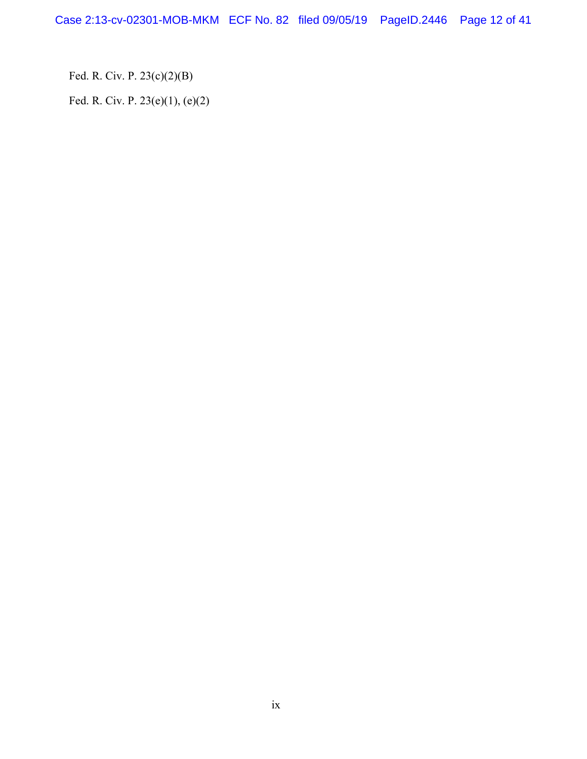Fed. R. Civ. P. 23(c)(2)(B)

Fed. R. Civ. P. 23(e)(1), (e)(2)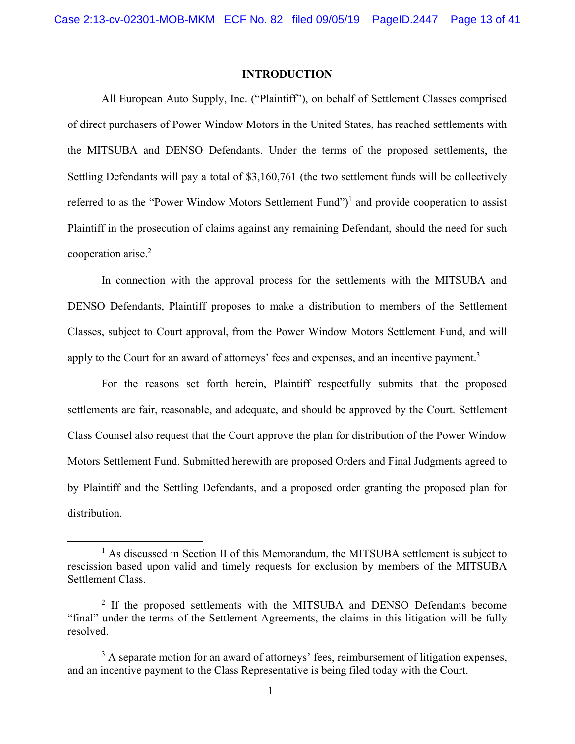## INTRODUCTION

All European Auto Supply, Inc. ("Plaintiff"), on behalf of Settlement Classes comprised of direct purchasers of Power Window Motors in the United States, has reached settlements with the MITSUBA and DENSO Defendants. Under the terms of the proposed settlements, the Settling Defendants will pay a total of $3,160,761 (the two settlement funds will be collectively referred to as the "Power Window Motors Settlement Fund")[1] and provide cooperation to assist Plaintiff in the prosecution of claims against any remaining Defendant, should the need for such cooperation arise.[2]

In connection with the approval process for the settlements with the MITSUBA and DENSO Defendants, Plaintiff proposes to make a distribution to members of the Settlement Classes, subject to Court approval, from the Power Window Motors Settlement Fund, and will apply to the Court for an award of attorneys' fees and expenses, and an incentive payment.[3]

For the reasons set forth herein, Plaintiff respectfully submits that the proposed settlements are fair, reasonable, and adequate, and should be approved by the Court. Settlement Class Counsel also request that the Court approve the plan for distribution of the Power Window Motors Settlement Fund. Submitted herewith are proposed Orders and Final Judgments agreed to by Plaintiff and the Settling Defendants, and a proposed order granting the proposed plan for distribution.

---

[1] As discussed in Section II of this Memorandum, the MITSUBA settlement is subject to rescission based upon valid and timely requests for exclusion by members of the MITSUBA Settlement Class.

[2] If the proposed settlements with the MITSUBA and DENSO Defendants become "final" under the terms of the Settlement Agreements, the claims in this litigation will be fully resolved.

[3] A separate motion for an award of attorneys' fees, reimbursement of litigation expenses, and an incentive payment to the Class Representative is being filed today with the Court.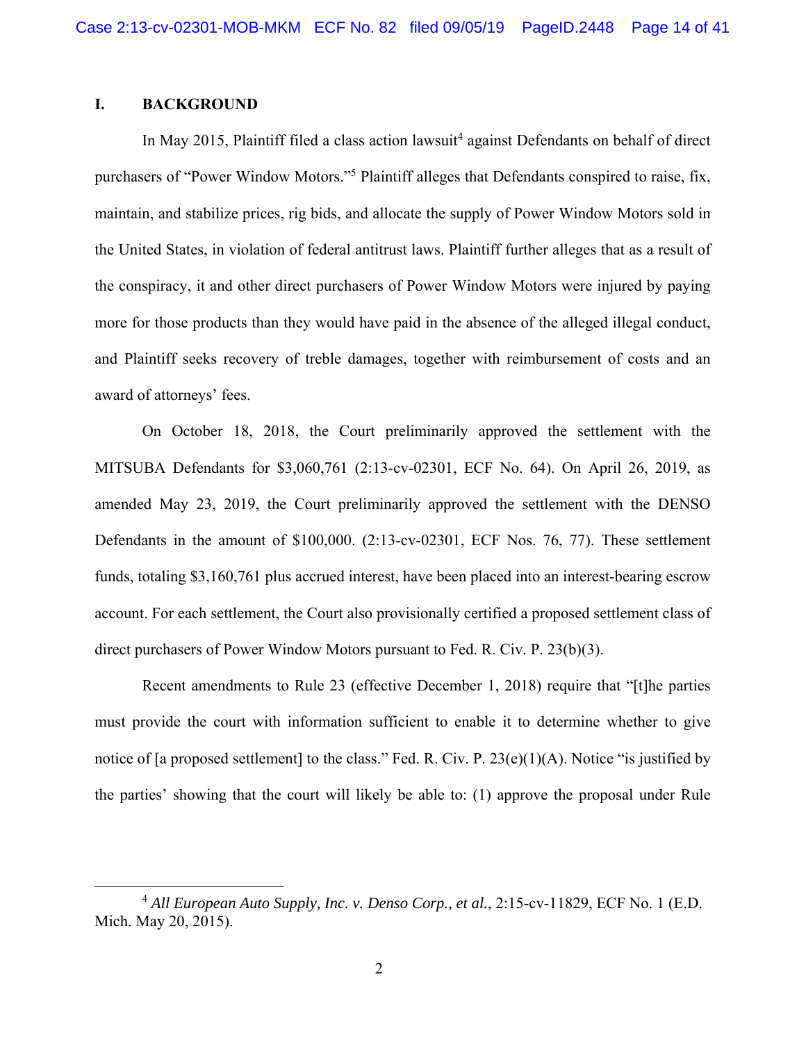## I. BACKGROUND

In May 2015, Plaintiff filed a class action lawsuit[4] against Defendants on behalf of direct purchasers of "Power Window Motors."[5] Plaintiff alleges that Defendants conspired to raise, fix, maintain, and stabilize prices, rig bids, and allocate the supply of Power Window Motors sold in the United States, in violation of federal antitrust laws. Plaintiff further alleges that as a result of the conspiracy, it and other direct purchasers of Power Window Motors were injured by paying more for those products than they would have paid in the absence of the alleged illegal conduct, and Plaintiff seeks recovery of treble damages, together with reimbursement of costs and an award of attorneys' fees.

On October 18, 2018, the Court preliminarily approved the settlement with the MITSUBA Defendants for $3,060,761 (2:13-cv-02301, ECF No. 64). On April 26, 2019, as amended May 23, 2019, the Court preliminarily approved the settlement with the DENSO Defendants in the amount of $100,000. (2:13-cv-02301, ECF Nos. 76, 77). These settlement funds, totaling $3,160,761 plus accrued interest, have been placed into an interest-bearing escrow account. For each settlement, the Court also provisionally certified a proposed settlement class of direct purchasers of Power Window Motors pursuant to Fed. R. Civ. P. 23(b)(3).

Recent amendments to Rule 23 (effective December 1, 2018) require that "[t]he parties must provide the court with information sufficient to enable it to determine whether to give notice of [a proposed settlement] to the class." Fed. R. Civ. P. 23(e)(1)(A). Notice "is justified by the parties' showing that the court will likely be able to: (1) approve the proposal under Rule

---

[4] *All European Auto Supply, Inc. v. Denso Corp., et al.*, 2:15-cv-11829, ECF No. 1 (E.D. Mich. May 20, 2015).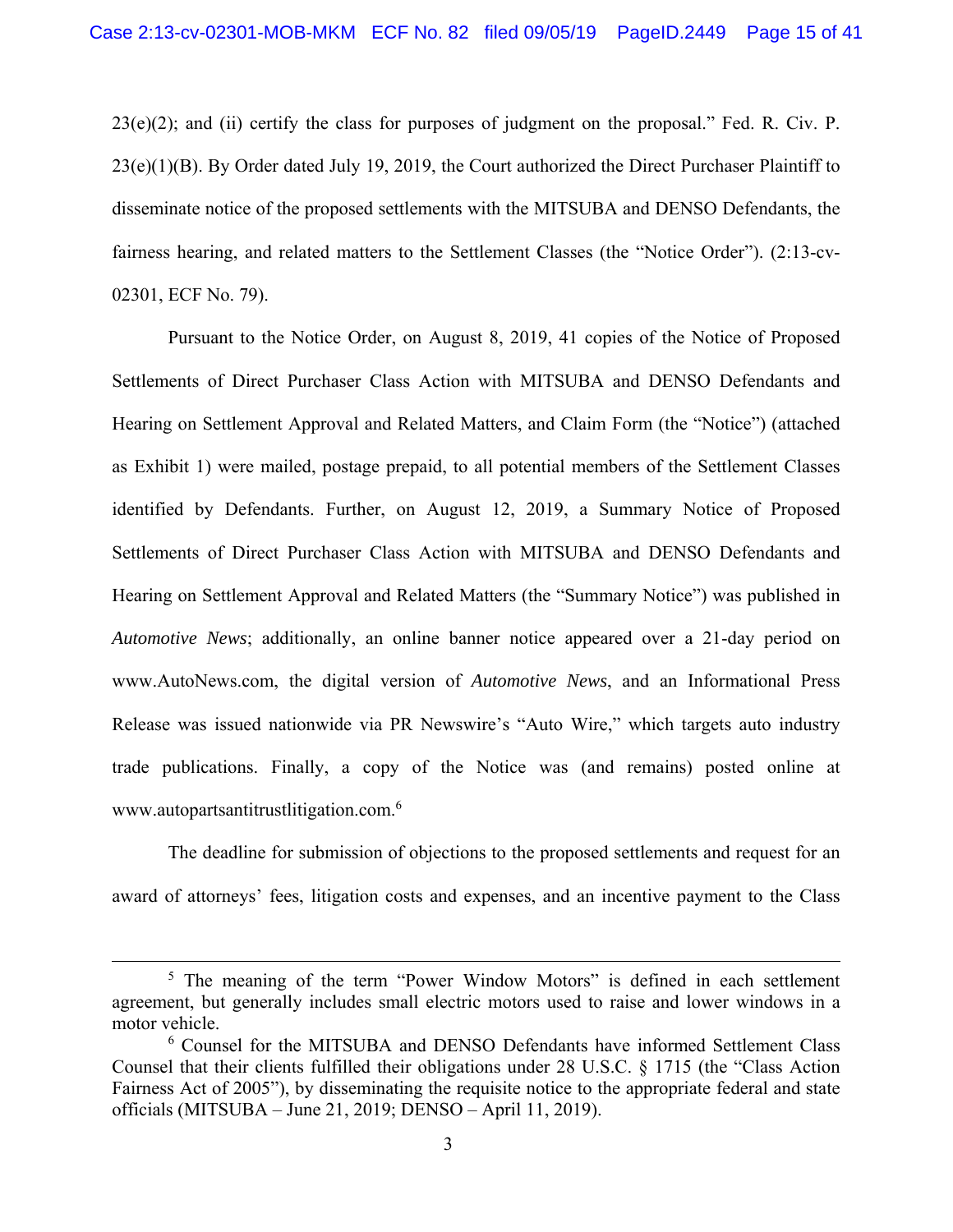23(e)(2); and (ii) certify the class for purposes of judgment on the proposal." Fed. R. Civ. P. 23(e)(1)(B). By Order dated July 19, 2019, the Court authorized the Direct Purchaser Plaintiff to disseminate notice of the proposed settlements with the MITSUBA and DENSO Defendants, the fairness hearing, and related matters to the Settlement Classes (the "Notice Order"). (2:13-cv-02301, ECF No. 79).

Pursuant to the Notice Order, on August 8, 2019, 41 copies of the Notice of Proposed Settlements of Direct Purchaser Class Action with MITSUBA and DENSO Defendants and Hearing on Settlement Approval and Related Matters, and Claim Form (the "Notice") (attached as Exhibit 1) were mailed, postage prepaid, to all potential members of the Settlement Classes identified by Defendants. Further, on August 12, 2019, a Summary Notice of Proposed Settlements of Direct Purchaser Class Action with MITSUBA and DENSO Defendants and Hearing on Settlement Approval and Related Matters (the "Summary Notice") was published in *Automotive News*; additionally, an online banner notice appeared over a 21-day period on www.AutoNews.com, the digital version of *Automotive News*, and an Informational Press Release was issued nationwide via PR Newswire's "Auto Wire," which targets auto industry trade publications. Finally, a copy of the Notice was (and remains) posted online at www.autopartsantitrustlitigation.com.[6]

The deadline for submission of objections to the proposed settlements and request for an award of attorneys' fees, litigation costs and expenses, and an incentive payment to the Class

---

[5] The meaning of the term "Power Window Motors" is defined in each settlement agreement, but generally includes small electric motors used to raise and lower windows in a motor vehicle.

[6] Counsel for the MITSUBA and DENSO Defendants have informed Settlement Class Counsel that their clients fulfilled their obligations under 28 U.S.C. § 1715 (the "Class Action Fairness Act of 2005"), by disseminating the requisite notice to the appropriate federal and state officials (MITSUBA – June 21, 2019; DENSO – April 11, 2019).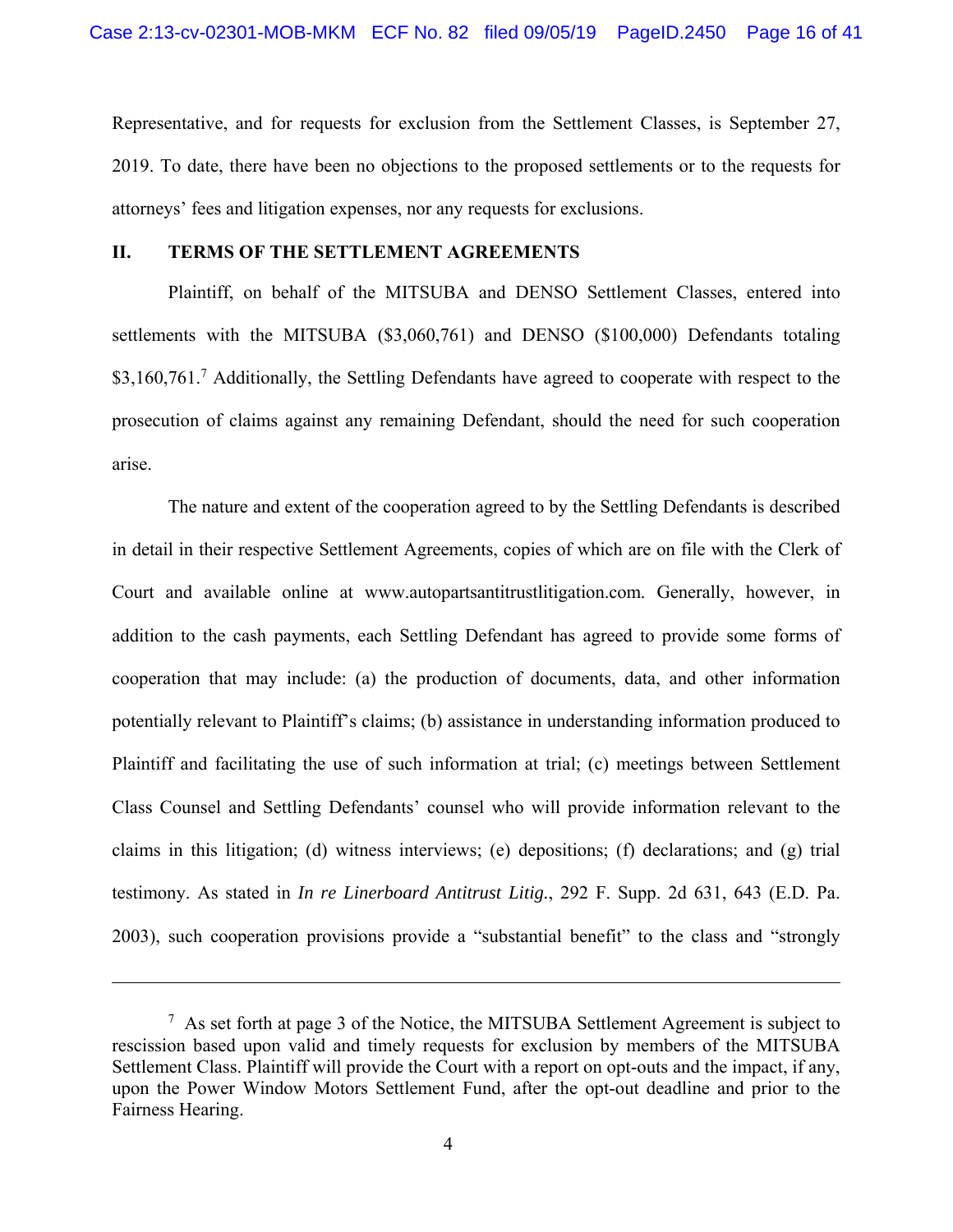Representative, and for requests for exclusion from the Settlement Classes, is September 27, 2019. To date, there have been no objections to the proposed settlements or to the requests for attorneys' fees and litigation expenses, nor any requests for exclusions.

## II. TERMS OF THE SETTLEMENT AGREEMENTS

Plaintiff, on behalf of the MITSUBA and DENSO Settlement Classes, entered into settlements with the MITSUBA ($3,060,761) and DENSO ($100,000) Defendants totaling $3,160,761.[7] Additionally, the Settling Defendants have agreed to cooperate with respect to the prosecution of claims against any remaining Defendant, should the need for such cooperation arise.

The nature and extent of the cooperation agreed to by the Settling Defendants is described in detail in their respective Settlement Agreements, copies of which are on file with the Clerk of Court and available online at www.autopartsantitrustlitigation.com. Generally, however, in addition to the cash payments, each Settling Defendant has agreed to provide some forms of cooperation that may include: (a) the production of documents, data, and other information potentially relevant to Plaintiff's claims; (b) assistance in understanding information produced to Plaintiff and facilitating the use of such information at trial; (c) meetings between Settlement Class Counsel and Settling Defendants' counsel who will provide information relevant to the claims in this litigation; (d) witness interviews; (e) depositions; (f) declarations; and (g) trial testimony. As stated in *In re Linerboard Antitrust Litig.*, 292 F. Supp. 2d 631, 643 (E.D. Pa. 2003), such cooperation provisions provide a "substantial benefit" to the class and "strongly

---

[7] As set forth at page 3 of the Notice, the MITSUBA Settlement Agreement is subject to rescission based upon valid and timely requests for exclusion by members of the MITSUBA Settlement Class. Plaintiff will provide the Court with a report on opt-outs and the impact, if any, upon the Power Window Motors Settlement Fund, after the opt-out deadline and prior to the Fairness Hearing.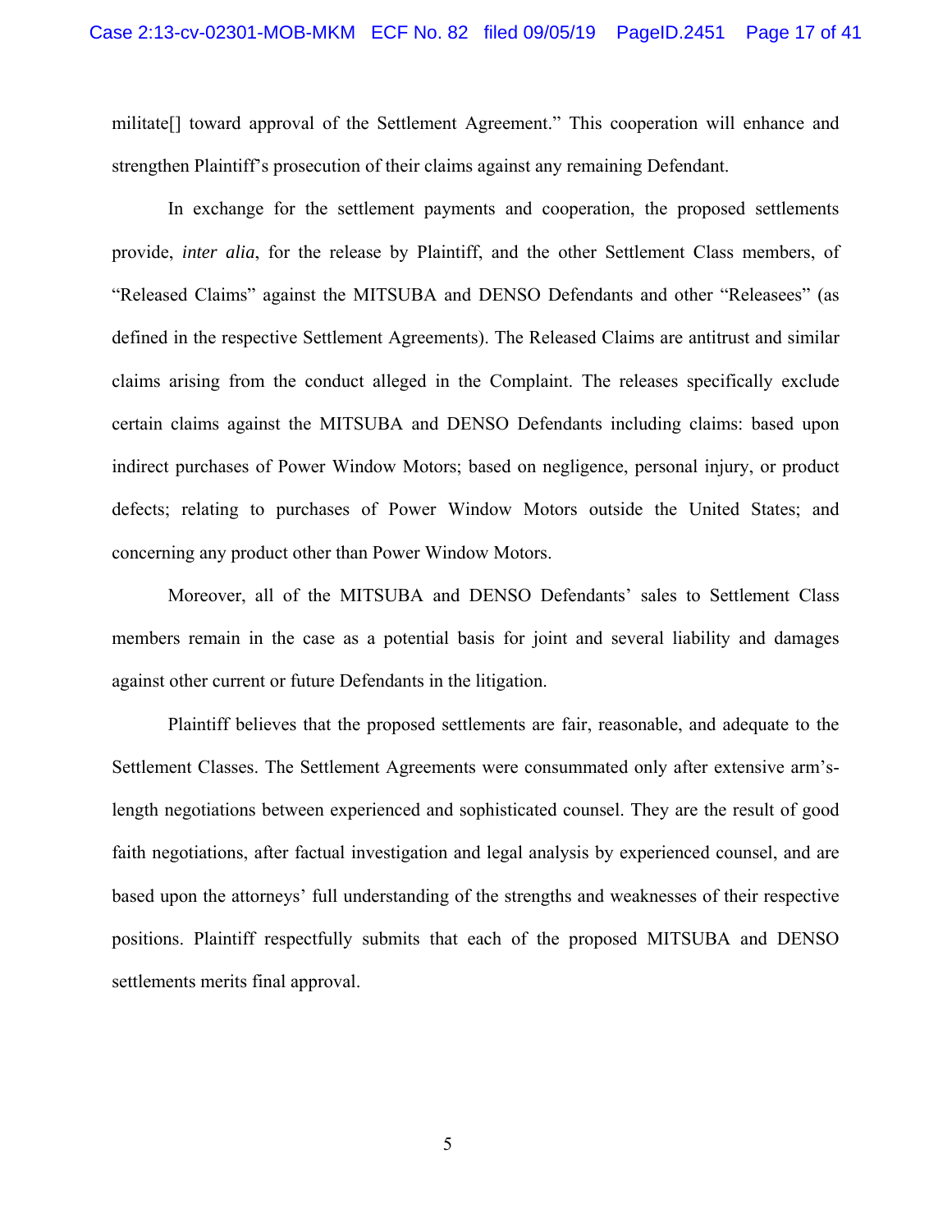militate[] toward approval of the Settlement Agreement." This cooperation will enhance and strengthen Plaintiff's prosecution of their claims against any remaining Defendant.

In exchange for the settlement payments and cooperation, the proposed settlements provide, *inter alia*, for the release by Plaintiff, and the other Settlement Class members, of "Released Claims" against the MITSUBA and DENSO Defendants and other "Releasees" (as defined in the respective Settlement Agreements). The Released Claims are antitrust and similar claims arising from the conduct alleged in the Complaint. The releases specifically exclude certain claims against the MITSUBA and DENSO Defendants including claims: based upon indirect purchases of Power Window Motors; based on negligence, personal injury, or product defects; relating to purchases of Power Window Motors outside the United States; and concerning any product other than Power Window Motors.

Moreover, all of the MITSUBA and DENSO Defendants' sales to Settlement Class members remain in the case as a potential basis for joint and several liability and damages against other current or future Defendants in the litigation.

Plaintiff believes that the proposed settlements are fair, reasonable, and adequate to the Settlement Classes. The Settlement Agreements were consummated only after extensive arm's-length negotiations between experienced and sophisticated counsel. They are the result of good faith negotiations, after factual investigation and legal analysis by experienced counsel, and are based upon the attorneys' full understanding of the strengths and weaknesses of their respective positions. Plaintiff respectfully submits that each of the proposed MITSUBA and DENSO settlements merits final approval.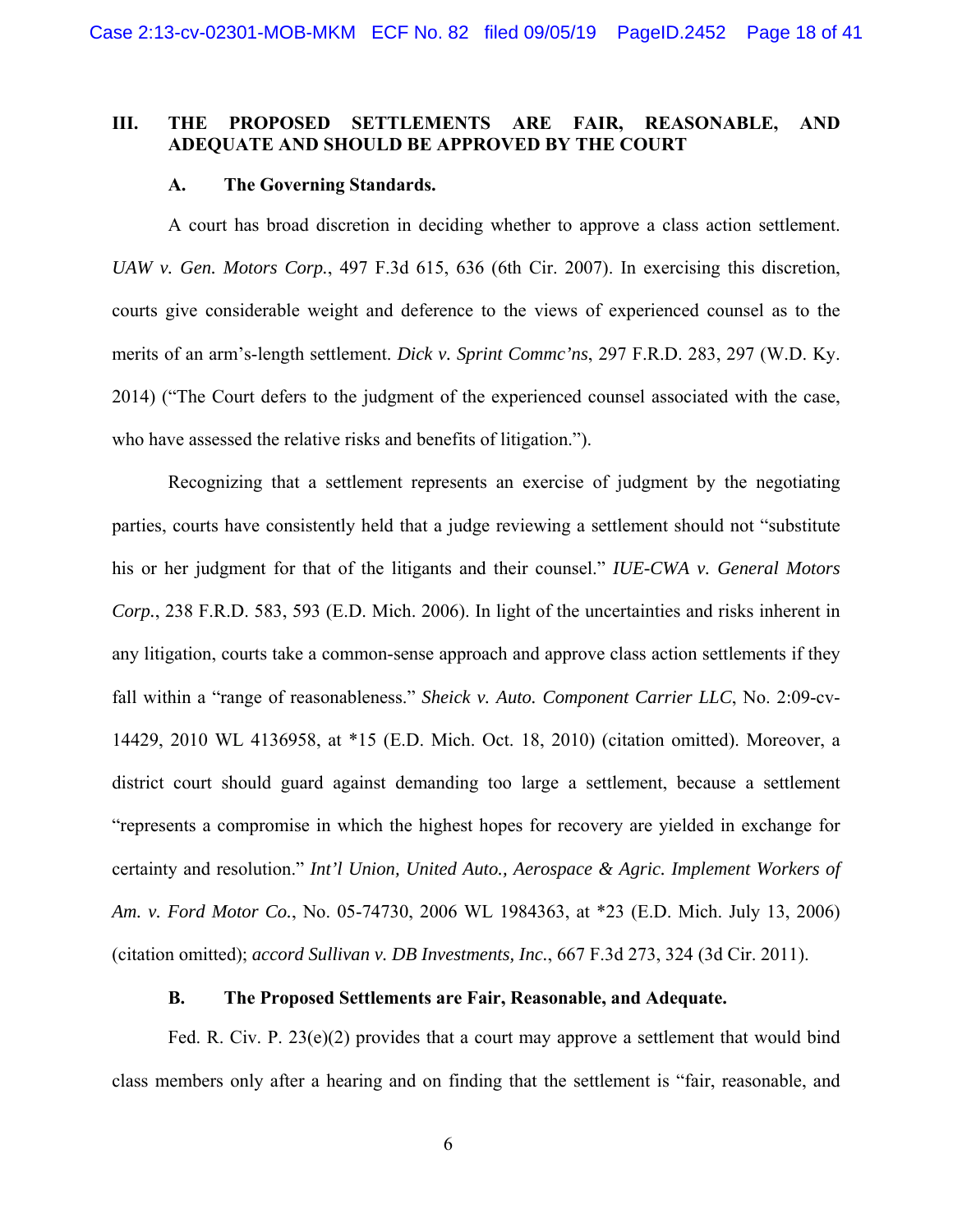## III. THE PROPOSED SETTLEMENTS ARE FAIR, REASONABLE, AND ADEQUATE AND SHOULD BE APPROVED BY THE COURT

### A. The Governing Standards.

A court has broad discretion in deciding whether to approve a class action settlement. *UAW v. Gen. Motors Corp.*, 497 F.3d 615, 636 (6th Cir. 2007). In exercising this discretion, courts give considerable weight and deference to the views of experienced counsel as to the merits of an arm's-length settlement. *Dick v. Sprint Commc'ns*, 297 F.R.D. 283, 297 (W.D. Ky. 2014) ("The Court defers to the judgment of the experienced counsel associated with the case, who have assessed the relative risks and benefits of litigation.").

Recognizing that a settlement represents an exercise of judgment by the negotiating parties, courts have consistently held that a judge reviewing a settlement should not "substitute his or her judgment for that of the litigants and their counsel." *IUE-CWA v. General Motors Corp.*, 238 F.R.D. 583, 593 (E.D. Mich. 2006). In light of the uncertainties and risks inherent in any litigation, courts take a common-sense approach and approve class action settlements if they fall within a "range of reasonableness." *Sheick v. Auto. Component Carrier LLC*, No. 2:09-cv-14429, 2010 WL 4136958, at *15 (E.D. Mich. Oct. 18, 2010) (citation omitted). Moreover, a district court should guard against demanding too large a settlement, because a settlement "represents a compromise in which the highest hopes for recovery are yielded in exchange for certainty and resolution." *Int'l Union, United Auto., Aerospace & Agric. Implement Workers of Am. v. Ford Motor Co.*, No. 05-74730, 2006 WL 1984363, at *23 (E.D. Mich. July 13, 2006) (citation omitted); *accord Sullivan v. DB Investments, Inc.*, 667 F.3d 273, 324 (3d Cir. 2011).

### B. The Proposed Settlements are Fair, Reasonable, and Adequate.

Fed. R. Civ. P. 23(e)(2) provides that a court may approve a settlement that would bind class members only after a hearing and on finding that the settlement is "fair, reasonable, and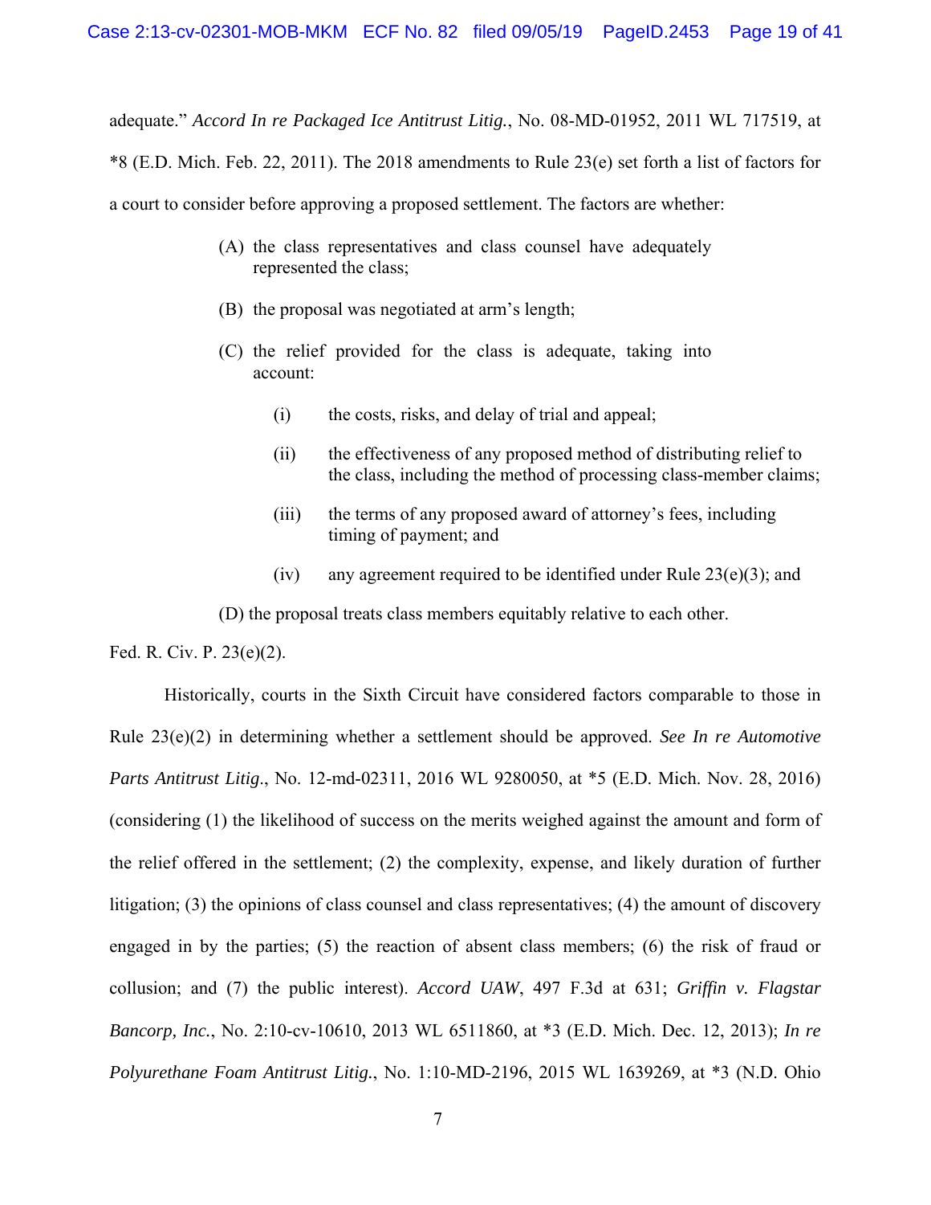adequate." *Accord In re Packaged Ice Antitrust Litig.*, No. 08-MD-01952, 2011 WL 717519, at *8 (E.D. Mich. Feb. 22, 2011). The 2018 amendments to Rule 23(e) set forth a list of factors for a court to consider before approving a proposed settlement. The factors are whether:

> (A) the class representatives and class counsel have adequately represented the class;
>
> (B) the proposal was negotiated at arm's length;
>
> (C) the relief provided for the class is adequate, taking into account:
>
> > (i) the costs, risks, and delay of trial and appeal;
> >
> > (ii) the effectiveness of any proposed method of distributing relief to the class, including the method of processing class-member claims;
> >
> > (iii) the terms of any proposed award of attorney's fees, including timing of payment; and
> >
> > (iv) any agreement required to be identified under Rule 23(e)(3); and
>
> (D) the proposal treats class members equitably relative to each other.

Fed. R. Civ. P. 23(e)(2).

Historically, courts in the Sixth Circuit have considered factors comparable to those in Rule 23(e)(2) in determining whether a settlement should be approved. *See In re Automotive Parts Antitrust Litig*., No. 12-md-02311, 2016 WL 9280050, at *5 (E.D. Mich. Nov. 28, 2016) (considering (1) the likelihood of success on the merits weighed against the amount and form of the relief offered in the settlement; (2) the complexity, expense, and likely duration of further litigation; (3) the opinions of class counsel and class representatives; (4) the amount of discovery engaged in by the parties; (5) the reaction of absent class members; (6) the risk of fraud or collusion; and (7) the public interest). *Accord UAW*, 497 F.3d at 631; *Griffin v. Flagstar Bancorp, Inc.*, No. 2:10-cv-10610, 2013 WL 6511860, at *3 (E.D. Mich. Dec. 12, 2013); *In re Polyurethane Foam Antitrust Litig.*, No. 1:10-MD-2196, 2015 WL 1639269, at *3 (N.D. Ohio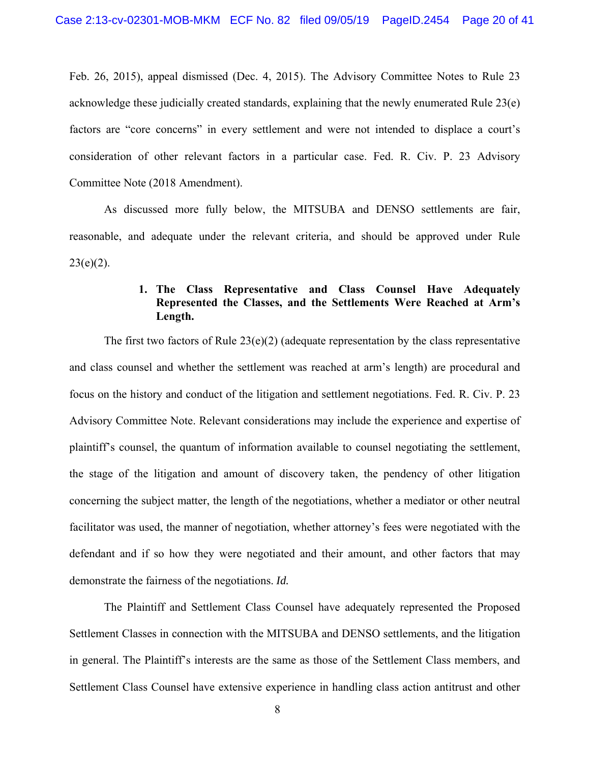Feb. 26, 2015), appeal dismissed (Dec. 4, 2015). The Advisory Committee Notes to Rule 23 acknowledge these judicially created standards, explaining that the newly enumerated Rule 23(e) factors are "core concerns" in every settlement and were not intended to displace a court's consideration of other relevant factors in a particular case. Fed. R. Civ. P. 23 Advisory Committee Note (2018 Amendment).

As discussed more fully below, the MITSUBA and DENSO settlements are fair, reasonable, and adequate under the relevant criteria, and should be approved under Rule 23(e)(2).

**1. The Class Representative and Class Counsel Have Adequately Represented the Classes, and the Settlements Were Reached at Arm's Length.**

The first two factors of Rule 23(e)(2) (adequate representation by the class representative and class counsel and whether the settlement was reached at arm's length) are procedural and focus on the history and conduct of the litigation and settlement negotiations. Fed. R. Civ. P. 23 Advisory Committee Note. Relevant considerations may include the experience and expertise of plaintiff's counsel, the quantum of information available to counsel negotiating the settlement, the stage of the litigation and amount of discovery taken, the pendency of other litigation concerning the subject matter, the length of the negotiations, whether a mediator or other neutral facilitator was used, the manner of negotiation, whether attorney's fees were negotiated with the defendant and if so how they were negotiated and their amount, and other factors that may demonstrate the fairness of the negotiations. *Id.*

The Plaintiff and Settlement Class Counsel have adequately represented the Proposed Settlement Classes in connection with the MITSUBA and DENSO settlements, and the litigation in general. The Plaintiff's interests are the same as those of the Settlement Class members, and Settlement Class Counsel have extensive experience in handling class action antitrust and other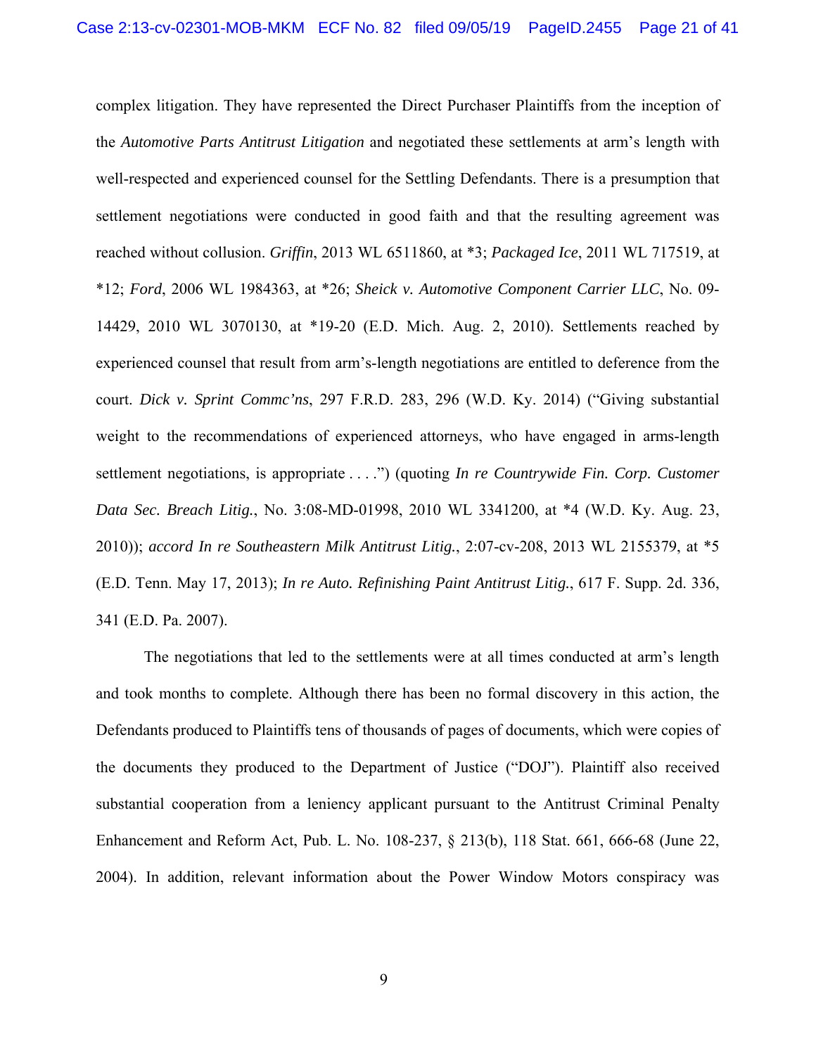complex litigation. They have represented the Direct Purchaser Plaintiffs from the inception of the *Automotive Parts Antitrust Litigation* and negotiated these settlements at arm's length with well-respected and experienced counsel for the Settling Defendants. There is a presumption that settlement negotiations were conducted in good faith and that the resulting agreement was reached without collusion. *Griffin*, 2013 WL 6511860, at *3; *Packaged Ice*, 2011 WL 717519, at *12; *Ford*, 2006 WL 1984363, at *26; *Sheick v. Automotive Component Carrier LLC*, No. 09-14429, 2010 WL 3070130, at *19-20 (E.D. Mich. Aug. 2, 2010). Settlements reached by experienced counsel that result from arm's-length negotiations are entitled to deference from the court. *Dick v. Sprint Commc'ns*, 297 F.R.D. 283, 296 (W.D. Ky. 2014) ("Giving substantial weight to the recommendations of experienced attorneys, who have engaged in arms-length settlement negotiations, is appropriate . . . .") (quoting *In re Countrywide Fin. Corp. Customer Data Sec. Breach Litig.*, No. 3:08-MD-01998, 2010 WL 3341200, at *4 (W.D. Ky. Aug. 23, 2010)); *accord In re Southeastern Milk Antitrust Litig.*, 2:07-cv-208, 2013 WL 2155379, at *5 (E.D. Tenn. May 17, 2013); *In re Auto. Refinishing Paint Antitrust Litig.*, 617 F. Supp. 2d. 336, 341 (E.D. Pa. 2007).

The negotiations that led to the settlements were at all times conducted at arm's length and took months to complete. Although there has been no formal discovery in this action, the Defendants produced to Plaintiffs tens of thousands of pages of documents, which were copies of the documents they produced to the Department of Justice ("DOJ"). Plaintiff also received substantial cooperation from a leniency applicant pursuant to the Antitrust Criminal Penalty Enhancement and Reform Act, Pub. L. No. 108-237, § 213(b), 118 Stat. 661, 666-68 (June 22, 2004). In addition, relevant information about the Power Window Motors conspiracy was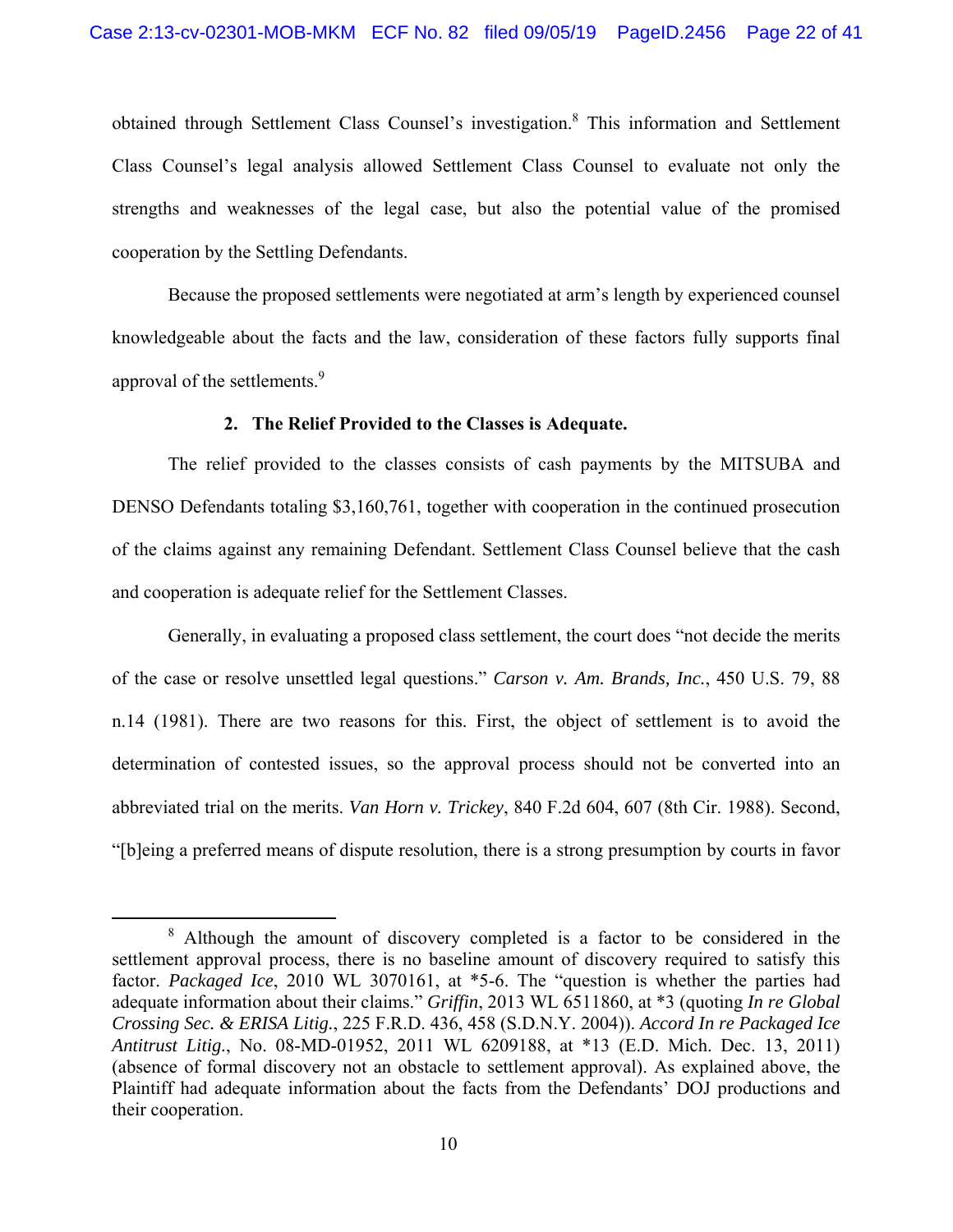obtained through Settlement Class Counsel's investigation.[8] This information and Settlement Class Counsel's legal analysis allowed Settlement Class Counsel to evaluate not only the strengths and weaknesses of the legal case, but also the potential value of the promised cooperation by the Settling Defendants.

Because the proposed settlements were negotiated at arm's length by experienced counsel knowledgeable about the facts and the law, consideration of these factors fully supports final approval of the settlements.[9]

**2. The Relief Provided to the Classes is Adequate.**

The relief provided to the classes consists of cash payments by the MITSUBA and DENSO Defendants totaling $3,160,761, together with cooperation in the continued prosecution of the claims against any remaining Defendant. Settlement Class Counsel believe that the cash and cooperation is adequate relief for the Settlement Classes.

Generally, in evaluating a proposed class settlement, the court does "not decide the merits of the case or resolve unsettled legal questions." *Carson v. Am. Brands, Inc.*, 450 U.S. 79, 88 n.14 (1981). There are two reasons for this. First, the object of settlement is to avoid the determination of contested issues, so the approval process should not be converted into an abbreviated trial on the merits. *Van Horn v. Trickey*, 840 F.2d 604, 607 (8th Cir. 1988). Second, "[b]eing a preferred means of dispute resolution, there is a strong presumption by courts in favor

---

[8] Although the amount of discovery completed is a factor to be considered in the settlement approval process, there is no baseline amount of discovery required to satisfy this factor. *Packaged Ice*, 2010 WL 3070161, at *5-6. The "question is whether the parties had adequate information about their claims." *Griffin*, 2013 WL 6511860, at *3 (quoting *In re Global Crossing Sec. & ERISA Litig.*, 225 F.R.D. 436, 458 (S.D.N.Y. 2004)). *Accord In re Packaged Ice Antitrust Litig.*, No. 08-MD-01952, 2011 WL 6209188, at *13 (E.D. Mich. Dec. 13, 2011) (absence of formal discovery not an obstacle to settlement approval). As explained above, the Plaintiff had adequate information about the facts from the Defendants' DOJ productions and their cooperation.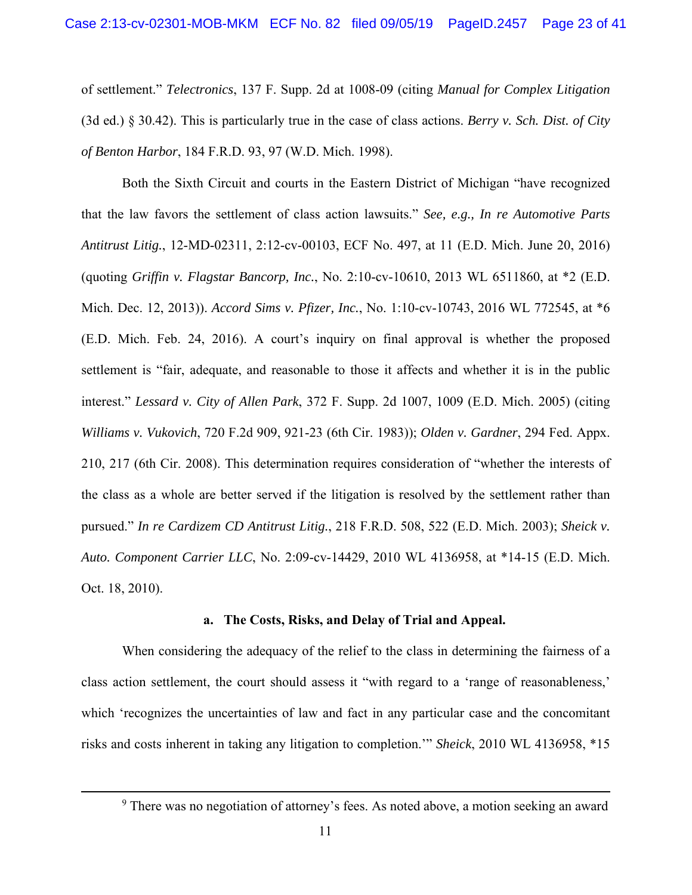of settlement." *Telectronics*, 137 F. Supp. 2d at 1008-09 (citing *Manual for Complex Litigation* (3d ed.) § 30.42). This is particularly true in the case of class actions. *Berry v. Sch. Dist. of City of Benton Harbor*, 184 F.R.D. 93, 97 (W.D. Mich. 1998).

Both the Sixth Circuit and courts in the Eastern District of Michigan "have recognized that the law favors the settlement of class action lawsuits." *See, e.g., In re Automotive Parts Antitrust Litig.*, 12-MD-02311, 2:12-cv-00103, ECF No. 497, at 11 (E.D. Mich. June 20, 2016) (quoting *Griffin v. Flagstar Bancorp, Inc.*, No. 2:10-cv-10610, 2013 WL 6511860, at *2 (E.D. Mich. Dec. 12, 2013)). *Accord Sims v. Pfizer, Inc.*, No. 1:10-cv-10743, 2016 WL 772545, at *6 (E.D. Mich. Feb. 24, 2016). A court's inquiry on final approval is whether the proposed settlement is "fair, adequate, and reasonable to those it affects and whether it is in the public interest." *Lessard v. City of Allen Park*, 372 F. Supp. 2d 1007, 1009 (E.D. Mich. 2005) (citing *Williams v. Vukovich*, 720 F.2d 909, 921-23 (6th Cir. 1983)); *Olden v. Gardner*, 294 Fed. Appx. 210, 217 (6th Cir. 2008). This determination requires consideration of "whether the interests of the class as a whole are better served if the litigation is resolved by the settlement rather than pursued." *In re Cardizem CD Antitrust Litig.*, 218 F.R.D. 508, 522 (E.D. Mich. 2003); *Sheick v. Auto. Component Carrier LLC*, No. 2:09-cv-14429, 2010 WL 4136958, at *14-15 (E.D. Mich. Oct. 18, 2010).

**a. The Costs, Risks, and Delay of Trial and Appeal.**

When considering the adequacy of the relief to the class in determining the fairness of a class action settlement, the court should assess it "with regard to a 'range of reasonableness,' which 'recognizes the uncertainties of law and fact in any particular case and the concomitant risks and costs inherent in taking any litigation to completion.'" *Sheick*, 2010 WL 4136958, *15

---

[9] There was no negotiation of attorney's fees. As noted above, a motion seeking an award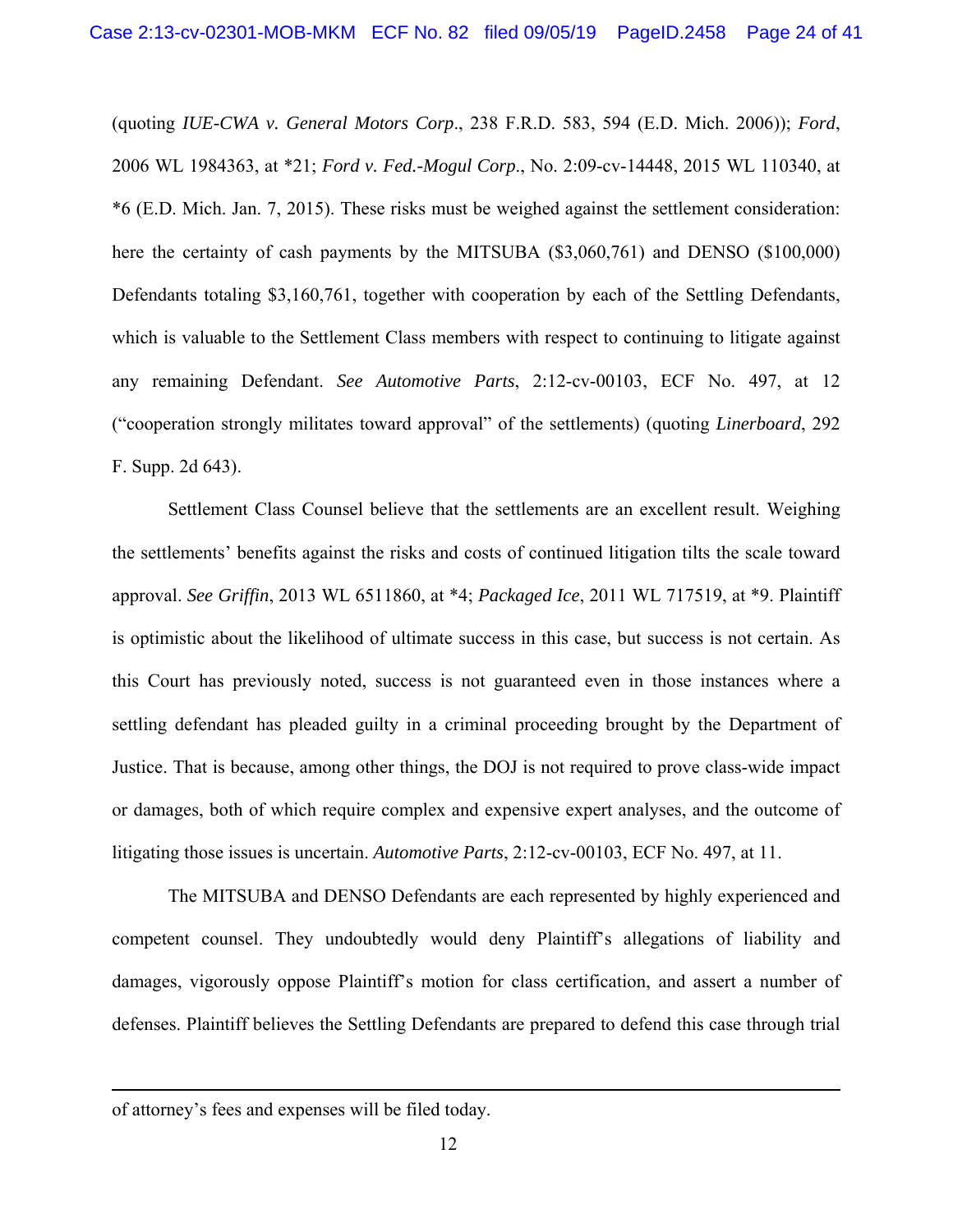(quoting *IUE-CWA v. General Motors Corp*., 238 F.R.D. 583, 594 (E.D. Mich. 2006)); *Ford*, 2006 WL 1984363, at *21; *Ford v. Fed.-Mogul Corp*., No. 2:09-cv-14448, 2015 WL 110340, at *6 (E.D. Mich. Jan. 7, 2015). These risks must be weighed against the settlement consideration: here the certainty of cash payments by the MITSUBA ($3,060,761) and DENSO ($100,000) Defendants totaling $3,160,761, together with cooperation by each of the Settling Defendants, which is valuable to the Settlement Class members with respect to continuing to litigate against any remaining Defendant. *See Automotive Parts*, 2:12-cv-00103, ECF No. 497, at 12 ("cooperation strongly militates toward approval" of the settlements) (quoting *Linerboard*, 292 F. Supp. 2d 643).

Settlement Class Counsel believe that the settlements are an excellent result. Weighing the settlements' benefits against the risks and costs of continued litigation tilts the scale toward approval. *See Griffin*, 2013 WL 6511860, at *4; *Packaged Ice*, 2011 WL 717519, at *9. Plaintiff is optimistic about the likelihood of ultimate success in this case, but success is not certain. As this Court has previously noted, success is not guaranteed even in those instances where a settling defendant has pleaded guilty in a criminal proceeding brought by the Department of Justice. That is because, among other things, the DOJ is not required to prove class-wide impact or damages, both of which require complex and expensive expert analyses, and the outcome of litigating those issues is uncertain. *Automotive Parts*, 2:12-cv-00103, ECF No. 497, at 11.

The MITSUBA and DENSO Defendants are each represented by highly experienced and competent counsel. They undoubtedly would deny Plaintiff's allegations of liability and damages, vigorously oppose Plaintiff's motion for class certification, and assert a number of defenses. Plaintiff believes the Settling Defendants are prepared to defend this case through trial

---

of attorney's fees and expenses will be filed today.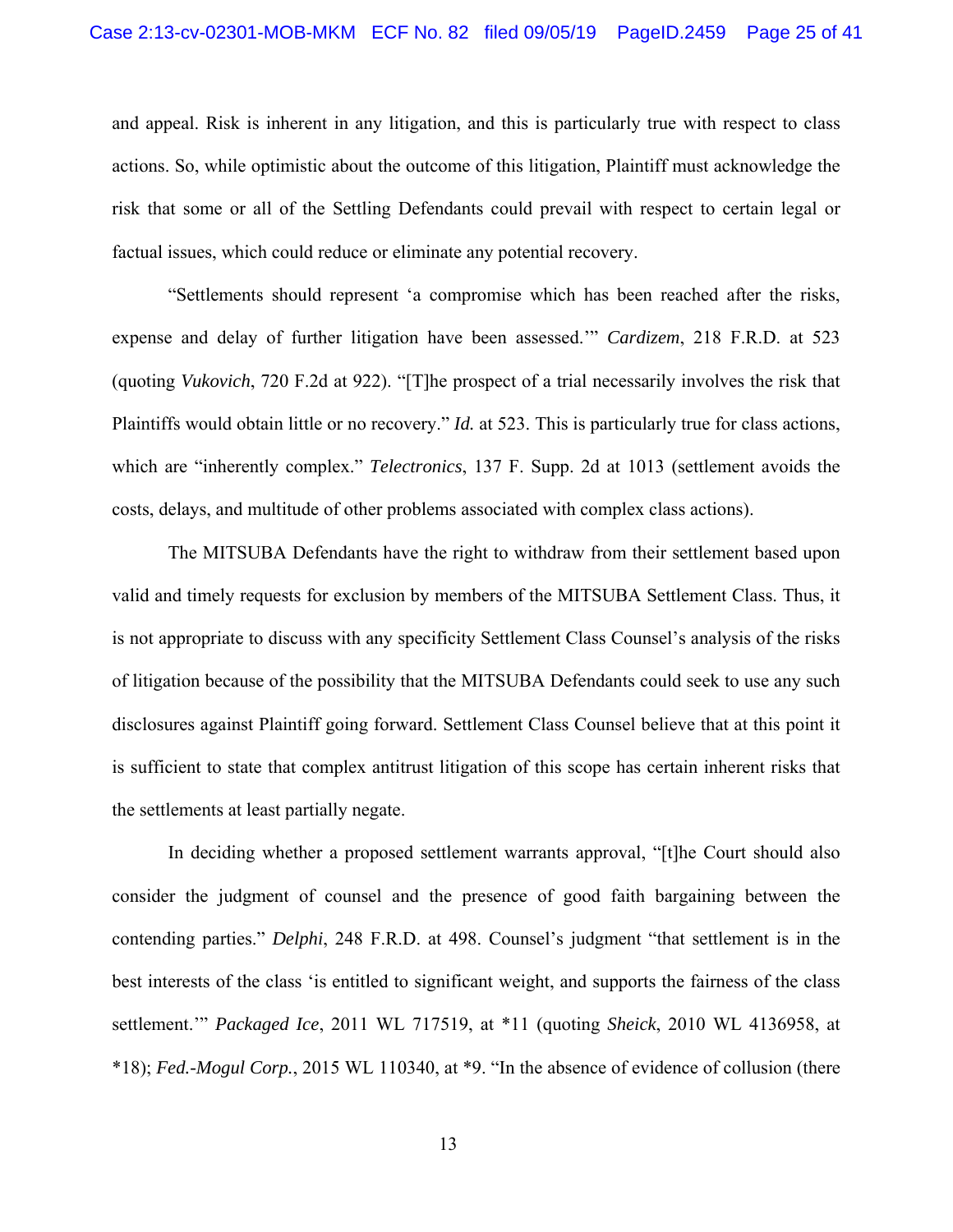and appeal. Risk is inherent in any litigation, and this is particularly true with respect to class actions. So, while optimistic about the outcome of this litigation, Plaintiff must acknowledge the risk that some or all of the Settling Defendants could prevail with respect to certain legal or factual issues, which could reduce or eliminate any potential recovery.

"Settlements should represent 'a compromise which has been reached after the risks, expense and delay of further litigation have been assessed.'" *Cardizem*, 218 F.R.D. at 523 (quoting *Vukovich*, 720 F.2d at 922). "[T]he prospect of a trial necessarily involves the risk that Plaintiffs would obtain little or no recovery." *Id.* at 523. This is particularly true for class actions, which are "inherently complex." *Telectronics*, 137 F. Supp. 2d at 1013 (settlement avoids the costs, delays, and multitude of other problems associated with complex class actions).

The MITSUBA Defendants have the right to withdraw from their settlement based upon valid and timely requests for exclusion by members of the MITSUBA Settlement Class. Thus, it is not appropriate to discuss with any specificity Settlement Class Counsel's analysis of the risks of litigation because of the possibility that the MITSUBA Defendants could seek to use any such disclosures against Plaintiff going forward. Settlement Class Counsel believe that at this point it is sufficient to state that complex antitrust litigation of this scope has certain inherent risks that the settlements at least partially negate.

In deciding whether a proposed settlement warrants approval, "[t]he Court should also consider the judgment of counsel and the presence of good faith bargaining between the contending parties." *Delphi*, 248 F.R.D. at 498. Counsel's judgment "that settlement is in the best interests of the class 'is entitled to significant weight, and supports the fairness of the class settlement.'" *Packaged Ice*, 2011 WL 717519, at *11 (quoting *Sheick*, 2010 WL 4136958, at *18); *Fed.-Mogul Corp.*, 2015 WL 110340, at *9. "In the absence of evidence of collusion (there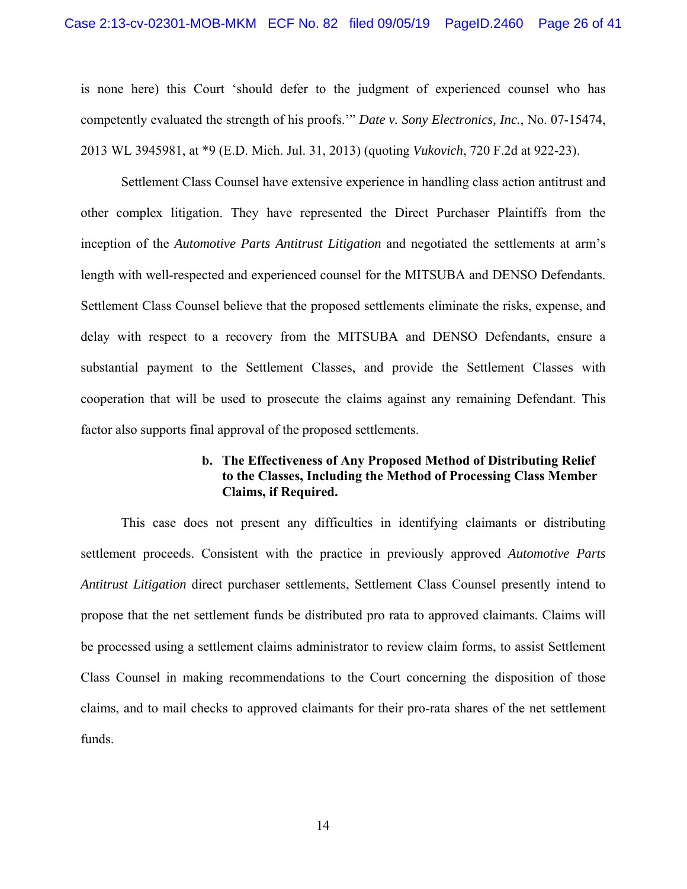is none here) this Court 'should defer to the judgment of experienced counsel who has competently evaluated the strength of his proofs.'" *Date v. Sony Electronics, Inc.*, No. 07-15474, 2013 WL 3945981, at *9 (E.D. Mich. Jul. 31, 2013) (quoting *Vukovich*, 720 F.2d at 922-23).

Settlement Class Counsel have extensive experience in handling class action antitrust and other complex litigation. They have represented the Direct Purchaser Plaintiffs from the inception of the *Automotive Parts Antitrust Litigation* and negotiated the settlements at arm's length with well-respected and experienced counsel for the MITSUBA and DENSO Defendants. Settlement Class Counsel believe that the proposed settlements eliminate the risks, expense, and delay with respect to a recovery from the MITSUBA and DENSO Defendants, ensure a substantial payment to the Settlement Classes, and provide the Settlement Classes with cooperation that will be used to prosecute the claims against any remaining Defendant. This factor also supports final approval of the proposed settlements.

**b. The Effectiveness of Any Proposed Method of Distributing Relief to the Classes, Including the Method of Processing Class Member Claims, if Required.**

This case does not present any difficulties in identifying claimants or distributing settlement proceeds. Consistent with the practice in previously approved *Automotive Parts Antitrust Litigation* direct purchaser settlements, Settlement Class Counsel presently intend to propose that the net settlement funds be distributed pro rata to approved claimants. Claims will be processed using a settlement claims administrator to review claim forms, to assist Settlement Class Counsel in making recommendations to the Court concerning the disposition of those claims, and to mail checks to approved claimants for their pro-rata shares of the net settlement funds.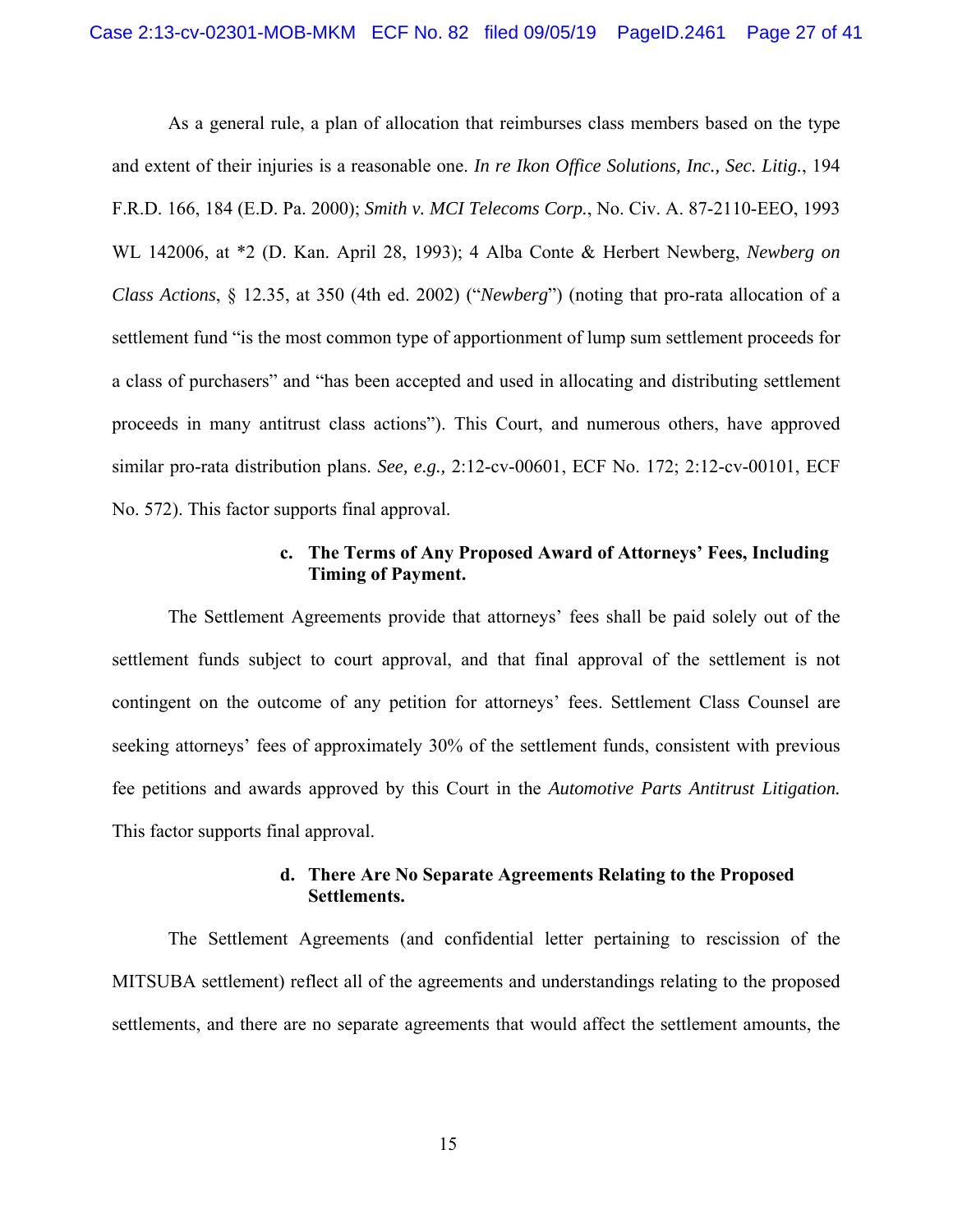As a general rule, a plan of allocation that reimburses class members based on the type and extent of their injuries is a reasonable one. *In re Ikon Office Solutions, Inc., Sec. Litig.*, 194 F.R.D. 166, 184 (E.D. Pa. 2000); *Smith v. MCI Telecoms Corp.*, No. Civ. A. 87-2110-EEO, 1993 WL 142006, at *2 (D. Kan. April 28, 1993); 4 Alba Conte & Herbert Newberg, *Newberg on Class Actions*, § 12.35, at 350 (4th ed. 2002) ("*Newberg*") (noting that pro-rata allocation of a settlement fund "is the most common type of apportionment of lump sum settlement proceeds for a class of purchasers" and "has been accepted and used in allocating and distributing settlement proceeds in many antitrust class actions"). This Court, and numerous others, have approved similar pro-rata distribution plans. *See, e.g.,* 2:12-cv-00601, ECF No. 172; 2:12-cv-00101, ECF No. 572). This factor supports final approval.

**c. The Terms of Any Proposed Award of Attorneys' Fees, Including Timing of Payment.**

The Settlement Agreements provide that attorneys' fees shall be paid solely out of the settlement funds subject to court approval, and that final approval of the settlement is not contingent on the outcome of any petition for attorneys' fees. Settlement Class Counsel are seeking attorneys' fees of approximately 30% of the settlement funds, consistent with previous fee petitions and awards approved by this Court in the *Automotive Parts Antitrust Litigation.* This factor supports final approval.

**d. There Are No Separate Agreements Relating to the Proposed Settlements.**

The Settlement Agreements (and confidential letter pertaining to rescission of the MITSUBA settlement) reflect all of the agreements and understandings relating to the proposed settlements, and there are no separate agreements that would affect the settlement amounts, the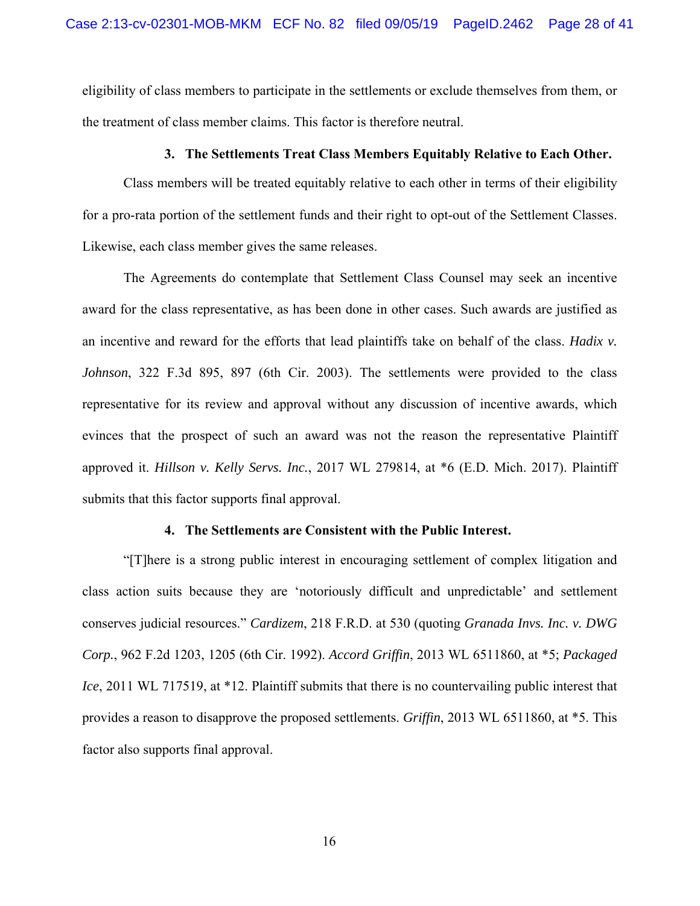eligibility of class members to participate in the settlements or exclude themselves from them, or the treatment of class member claims. This factor is therefore neutral.

### 3. The Settlements Treat Class Members Equitably Relative to Each Other.

Class members will be treated equitably relative to each other in terms of their eligibility for a pro-rata portion of the settlement funds and their right to opt-out of the Settlement Classes. Likewise, each class member gives the same releases.

The Agreements do contemplate that Settlement Class Counsel may seek an incentive award for the class representative, as has been done in other cases. Such awards are justified as an incentive and reward for the efforts that lead plaintiffs take on behalf of the class. *Hadix v. Johnson*, 322 F.3d 895, 897 (6th Cir. 2003). The settlements were provided to the class representative for its review and approval without any discussion of incentive awards, which evinces that the prospect of such an award was not the reason the representative Plaintiff approved it. *Hillson v. Kelly Servs. Inc.*, 2017 WL 279814, at *6 (E.D. Mich. 2017). Plaintiff submits that this factor supports final approval.

### 4. The Settlements are Consistent with the Public Interest.

"[T]here is a strong public interest in encouraging settlement of complex litigation and class action suits because they are 'notoriously difficult and unpredictable' and settlement conserves judicial resources." *Cardizem*, 218 F.R.D. at 530 (quoting *Granada Invs. Inc. v. DWG Corp.*, 962 F.2d 1203, 1205 (6th Cir. 1992). *Accord Griffin*, 2013 WL 6511860, at *5; *Packaged Ice*, 2011 WL 717519, at *12. Plaintiff submits that there is no countervailing public interest that provides a reason to disapprove the proposed settlements. *Griffin*, 2013 WL 6511860, at *5. This factor also supports final approval.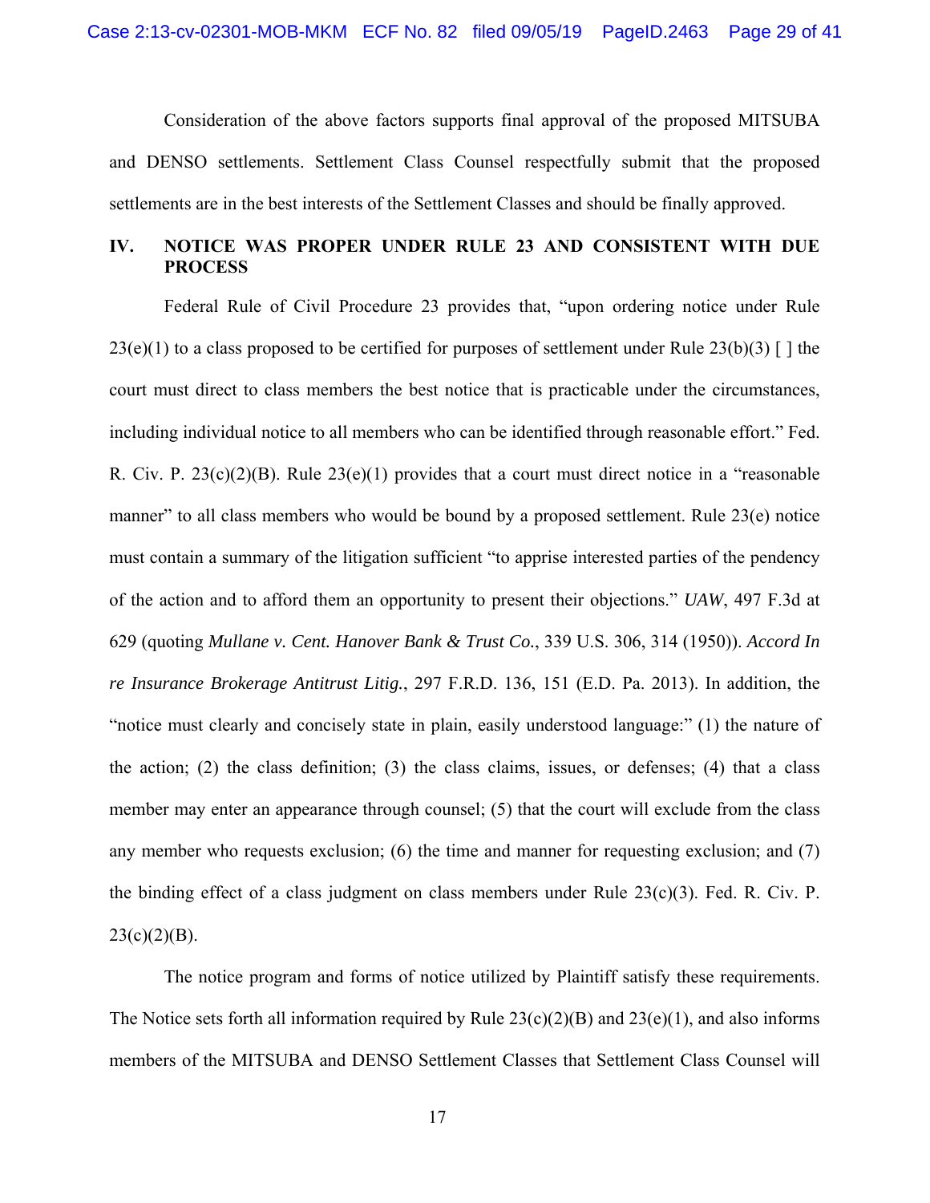Consideration of the above factors supports final approval of the proposed MITSUBA and DENSO settlements. Settlement Class Counsel respectfully submit that the proposed settlements are in the best interests of the Settlement Classes and should be finally approved.

## IV. NOTICE WAS PROPER UNDER RULE 23 AND CONSISTENT WITH DUE PROCESS

Federal Rule of Civil Procedure 23 provides that, "upon ordering notice under Rule 23(e)(1) to a class proposed to be certified for purposes of settlement under Rule 23(b)(3) [ ] the court must direct to class members the best notice that is practicable under the circumstances, including individual notice to all members who can be identified through reasonable effort." Fed. R. Civ. P. 23(c)(2)(B). Rule 23(e)(1) provides that a court must direct notice in a "reasonable manner" to all class members who would be bound by a proposed settlement. Rule 23(e) notice must contain a summary of the litigation sufficient "to apprise interested parties of the pendency of the action and to afford them an opportunity to present their objections." *UAW*, 497 F.3d at 629 (quoting *Mullane v. Cent. Hanover Bank & Trust Co.*, 339 U.S. 306, 314 (1950)). *Accord In re Insurance Brokerage Antitrust Litig.*, 297 F.R.D. 136, 151 (E.D. Pa. 2013). In addition, the "notice must clearly and concisely state in plain, easily understood language:" (1) the nature of the action; (2) the class definition; (3) the class claims, issues, or defenses; (4) that a class member may enter an appearance through counsel; (5) that the court will exclude from the class any member who requests exclusion; (6) the time and manner for requesting exclusion; and (7) the binding effect of a class judgment on class members under Rule 23(c)(3). Fed. R. Civ. P. 23(c)(2)(B).

The notice program and forms of notice utilized by Plaintiff satisfy these requirements. The Notice sets forth all information required by Rule 23(c)(2)(B) and 23(e)(1), and also informs members of the MITSUBA and DENSO Settlement Classes that Settlement Class Counsel will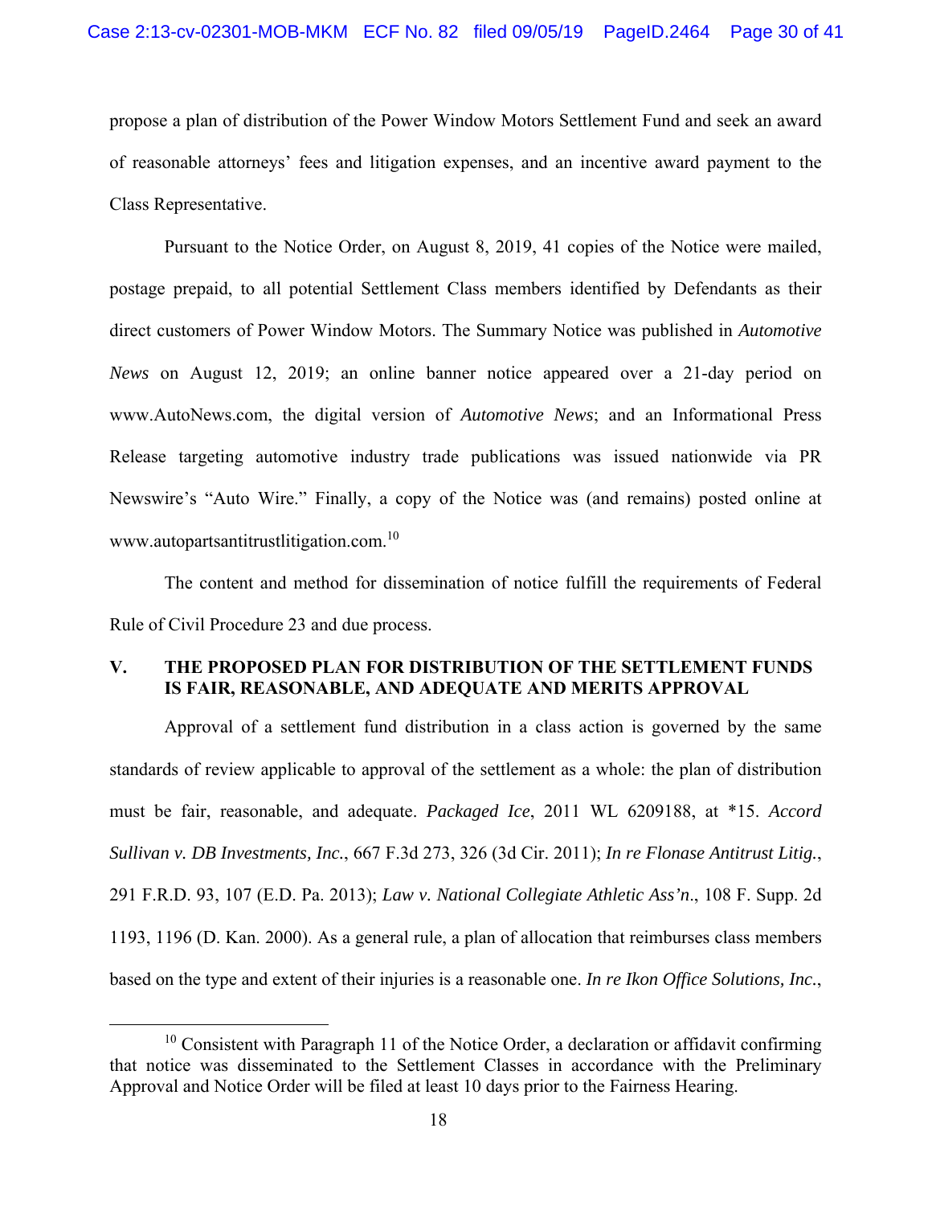propose a plan of distribution of the Power Window Motors Settlement Fund and seek an award of reasonable attorneys' fees and litigation expenses, and an incentive award payment to the Class Representative.

Pursuant to the Notice Order, on August 8, 2019, 41 copies of the Notice were mailed, postage prepaid, to all potential Settlement Class members identified by Defendants as their direct customers of Power Window Motors. The Summary Notice was published in *Automotive News* on August 12, 2019; an online banner notice appeared over a 21-day period on www.AutoNews.com, the digital version of *Automotive News*; and an Informational Press Release targeting automotive industry trade publications was issued nationwide via PR Newswire's "Auto Wire." Finally, a copy of the Notice was (and remains) posted online at www.autopartsantitrustlitigation.com.[10]

The content and method for dissemination of notice fulfill the requirements of Federal Rule of Civil Procedure 23 and due process.

## V. THE PROPOSED PLAN FOR DISTRIBUTION OF THE SETTLEMENT FUNDS IS FAIR, REASONABLE, AND ADEQUATE AND MERITS APPROVAL

Approval of a settlement fund distribution in a class action is governed by the same standards of review applicable to approval of the settlement as a whole: the plan of distribution must be fair, reasonable, and adequate. *Packaged Ice*, 2011 WL 6209188, at *15. *Accord Sullivan v. DB Investments, Inc.*, 667 F.3d 273, 326 (3d Cir. 2011); *In re Flonase Antitrust Litig.*, 291 F.R.D. 93, 107 (E.D. Pa. 2013); *Law v. National Collegiate Athletic Ass'n*., 108 F. Supp. 2d 1193, 1196 (D. Kan. 2000). As a general rule, a plan of allocation that reimburses class members based on the type and extent of their injuries is a reasonable one. *In re Ikon Office Solutions, Inc.*,

[10] Consistent with Paragraph 11 of the Notice Order, a declaration or affidavit confirming that notice was disseminated to the Settlement Classes in accordance with the Preliminary Approval and Notice Order will be filed at least 10 days prior to the Fairness Hearing.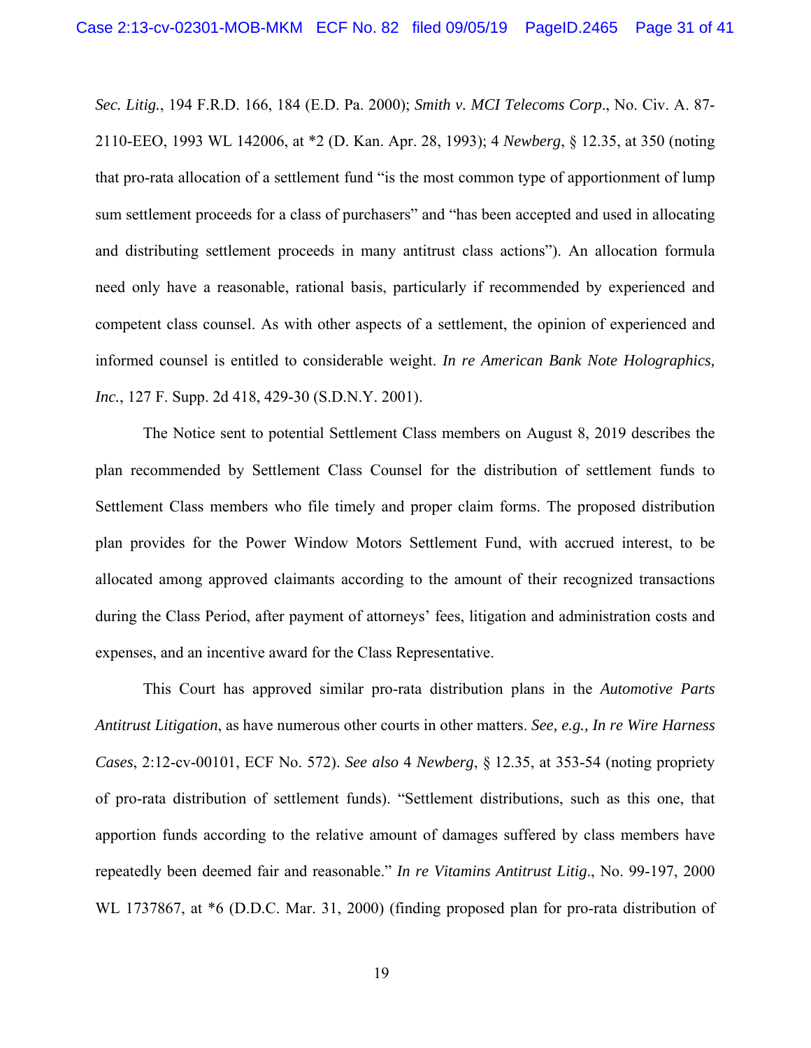*Sec. Litig.*, 194 F.R.D. 166, 184 (E.D. Pa. 2000); *Smith v. MCI Telecoms Corp*., No. Civ. A. 87-2110-EEO, 1993 WL 142006, at *2 (D. Kan. Apr. 28, 1993); 4 *Newberg*, § 12.35, at 350 (noting that pro-rata allocation of a settlement fund "is the most common type of apportionment of lump sum settlement proceeds for a class of purchasers" and "has been accepted and used in allocating and distributing settlement proceeds in many antitrust class actions"). An allocation formula need only have a reasonable, rational basis, particularly if recommended by experienced and competent class counsel. As with other aspects of a settlement, the opinion of experienced and informed counsel is entitled to considerable weight. *In re American Bank Note Holographics, Inc.*, 127 F. Supp. 2d 418, 429-30 (S.D.N.Y. 2001).

The Notice sent to potential Settlement Class members on August 8, 2019 describes the plan recommended by Settlement Class Counsel for the distribution of settlement funds to Settlement Class members who file timely and proper claim forms. The proposed distribution plan provides for the Power Window Motors Settlement Fund, with accrued interest, to be allocated among approved claimants according to the amount of their recognized transactions during the Class Period, after payment of attorneys' fees, litigation and administration costs and expenses, and an incentive award for the Class Representative.

This Court has approved similar pro-rata distribution plans in the *Automotive Parts Antitrust Litigation*, as have numerous other courts in other matters. *See, e.g., In re Wire Harness Cases*, 2:12-cv-00101, ECF No. 572). *See also* 4 *Newberg*, § 12.35, at 353-54 (noting propriety of pro-rata distribution of settlement funds). "Settlement distributions, such as this one, that apportion funds according to the relative amount of damages suffered by class members have repeatedly been deemed fair and reasonable." *In re Vitamins Antitrust Litig*., No. 99-197, 2000 WL 1737867, at *6 (D.D.C. Mar. 31, 2000) (finding proposed plan for pro-rata distribution of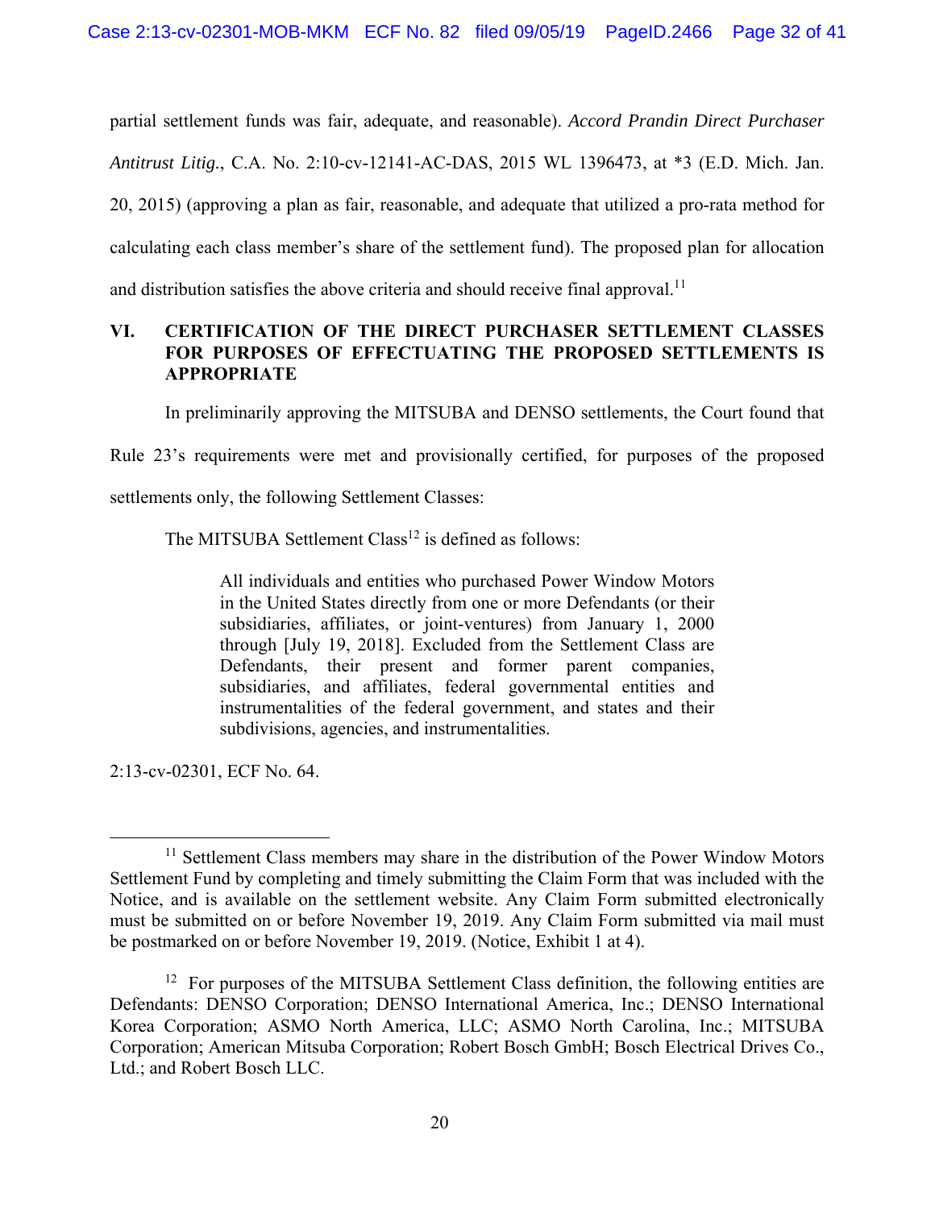partial settlement funds was fair, adequate, and reasonable). *Accord Prandin Direct Purchaser Antitrust Litig.*, C.A. No. 2:10-cv-12141-AC-DAS, 2015 WL 1396473, at *3 (E.D. Mich. Jan. 20, 2015) (approving a plan as fair, reasonable, and adequate that utilized a pro-rata method for calculating each class member's share of the settlement fund). The proposed plan for allocation and distribution satisfies the above criteria and should receive final approval.[11]

## VI. CERTIFICATION OF THE DIRECT PURCHASER SETTLEMENT CLASSES FOR PURPOSES OF EFFECTUATING THE PROPOSED SETTLEMENTS IS APPROPRIATE

In preliminarily approving the MITSUBA and DENSO settlements, the Court found that Rule 23's requirements were met and provisionally certified, for purposes of the proposed settlements only, the following Settlement Classes:

The MITSUBA Settlement Class[12] is defined as follows:

> All individuals and entities who purchased Power Window Motors in the United States directly from one or more Defendants (or their subsidiaries, affiliates, or joint-ventures) from January 1, 2000 through [July 19, 2018]. Excluded from the Settlement Class are Defendants, their present and former parent companies, subsidiaries, and affiliates, federal governmental entities and instrumentalities of the federal government, and states and their subdivisions, agencies, and instrumentalities.

2:13-cv-02301, ECF No. 64.

---

[11] Settlement Class members may share in the distribution of the Power Window Motors Settlement Fund by completing and timely submitting the Claim Form that was included with the Notice, and is available on the settlement website. Any Claim Form submitted electronically must be submitted on or before November 19, 2019. Any Claim Form submitted via mail must be postmarked on or before November 19, 2019. (Notice, Exhibit 1 at 4).

[12] For purposes of the MITSUBA Settlement Class definition, the following entities are Defendants: DENSO Corporation; DENSO International America, Inc.; DENSO International Korea Corporation; ASMO North America, LLC; ASMO North Carolina, Inc.; MITSUBA Corporation; American Mitsuba Corporation; Robert Bosch GmbH; Bosch Electrical Drives Co., Ltd.; and Robert Bosch LLC.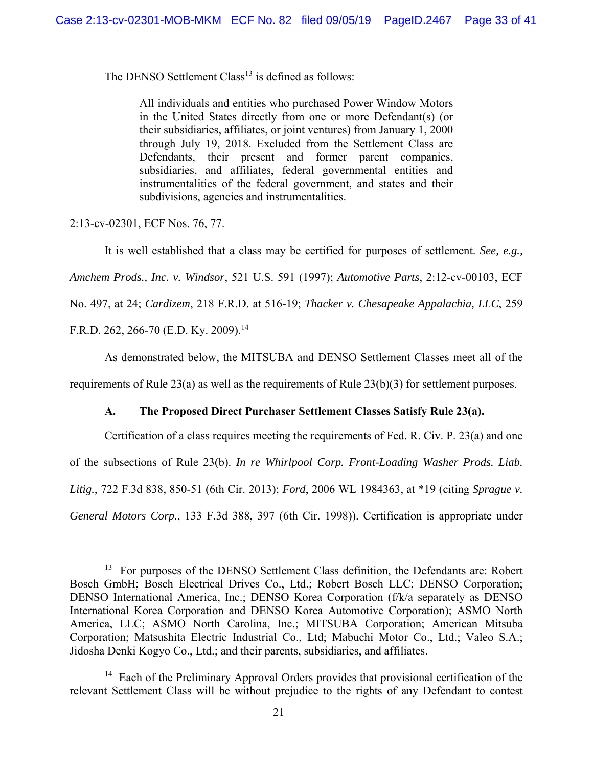The DENSO Settlement Class[13] is defined as follows:

> All individuals and entities who purchased Power Window Motors in the United States directly from one or more Defendant(s) (or their subsidiaries, affiliates, or joint ventures) from January 1, 2000 through July 19, 2018. Excluded from the Settlement Class are Defendants, their present and former parent companies, subsidiaries, and affiliates, federal governmental entities and instrumentalities of the federal government, and states and their subdivisions, agencies and instrumentalities.

2:13-cv-02301, ECF Nos. 76, 77.

It is well established that a class may be certified for purposes of settlement. *See, e.g., Amchem Prods., Inc. v. Windsor*, 521 U.S. 591 (1997); *Automotive Parts*, 2:12-cv-00103, ECF No. 497, at 24; *Cardizem*, 218 F.R.D. at 516-19; *Thacker v. Chesapeake Appalachia, LLC*, 259 F.R.D. 262, 266-70 (E.D. Ky. 2009).[14]

As demonstrated below, the MITSUBA and DENSO Settlement Classes meet all of the requirements of Rule 23(a) as well as the requirements of Rule 23(b)(3) for settlement purposes.

### A. The Proposed Direct Purchaser Settlement Classes Satisfy Rule 23(a).

Certification of a class requires meeting the requirements of Fed. R. Civ. P. 23(a) and one of the subsections of Rule 23(b). *In re Whirlpool Corp. Front-Loading Washer Prods. Liab. Litig.*, 722 F.3d 838, 850-51 (6th Cir. 2013); *Ford*, 2006 WL 1984363, at *19 (citing *Sprague v. General Motors Corp.*, 133 F.3d 388, 397 (6th Cir. 1998)). Certification is appropriate under

---

[13] For purposes of the DENSO Settlement Class definition, the Defendants are: Robert Bosch GmbH; Bosch Electrical Drives Co., Ltd.; Robert Bosch LLC; DENSO Corporation; DENSO International America, Inc.; DENSO Korea Corporation (f/k/a separately as DENSO International Korea Corporation and DENSO Korea Automotive Corporation); ASMO North America, LLC; ASMO North Carolina, Inc.; MITSUBA Corporation; American Mitsuba Corporation; Matsushita Electric Industrial Co., Ltd; Mabuchi Motor Co., Ltd.; Valeo S.A.; Jidosha Denki Kogyo Co., Ltd.; and their parents, subsidiaries, and affiliates.

[14] Each of the Preliminary Approval Orders provides that provisional certification of the relevant Settlement Class will be without prejudice to the rights of any Defendant to contest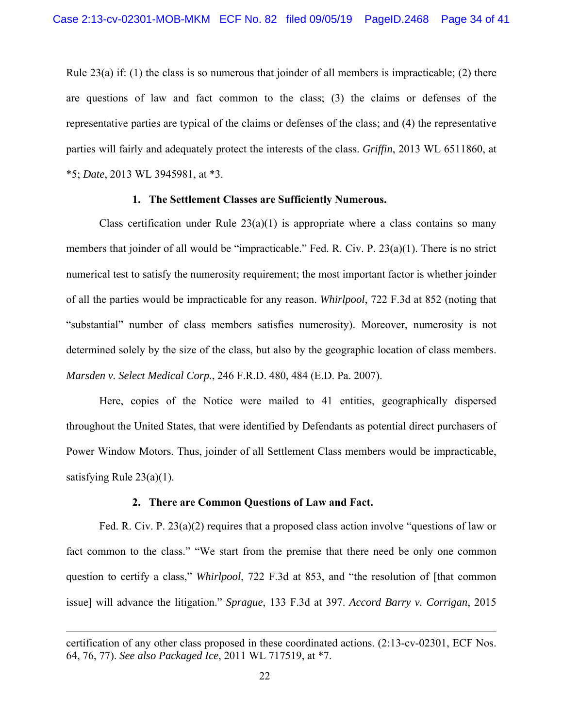Rule 23(a) if: (1) the class is so numerous that joinder of all members is impracticable; (2) there are questions of law and fact common to the class; (3) the claims or defenses of the representative parties are typical of the claims or defenses of the class; and (4) the representative parties will fairly and adequately protect the interests of the class. *Griffin*, 2013 WL 6511860, at *5; *Date*, 2013 WL 3945981, at *3.

**1. The Settlement Classes are Sufficiently Numerous.**

Class certification under Rule 23(a)(1) is appropriate where a class contains so many members that joinder of all would be "impracticable." Fed. R. Civ. P. 23(a)(1). There is no strict numerical test to satisfy the numerosity requirement; the most important factor is whether joinder of all the parties would be impracticable for any reason. *Whirlpool*, 722 F.3d at 852 (noting that "substantial" number of class members satisfies numerosity). Moreover, numerosity is not determined solely by the size of the class, but also by the geographic location of class members. *Marsden v. Select Medical Corp.*, 246 F.R.D. 480, 484 (E.D. Pa. 2007).

Here, copies of the Notice were mailed to 41 entities, geographically dispersed throughout the United States, that were identified by Defendants as potential direct purchasers of Power Window Motors. Thus, joinder of all Settlement Class members would be impracticable, satisfying Rule 23(a)(1).

**2. There are Common Questions of Law and Fact.**

Fed. R. Civ. P. 23(a)(2) requires that a proposed class action involve "questions of law or fact common to the class." "We start from the premise that there need be only one common question to certify a class," *Whirlpool*, 722 F.3d at 853, and "the resolution of [that common issue] will advance the litigation." *Sprague*, 133 F.3d at 397. *Accord Barry v. Corrigan*, 2015

---

certification of any other class proposed in these coordinated actions. (2:13-cv-02301, ECF Nos. 64, 76, 77). *See also Packaged Ice*, 2011 WL 717519, at *7.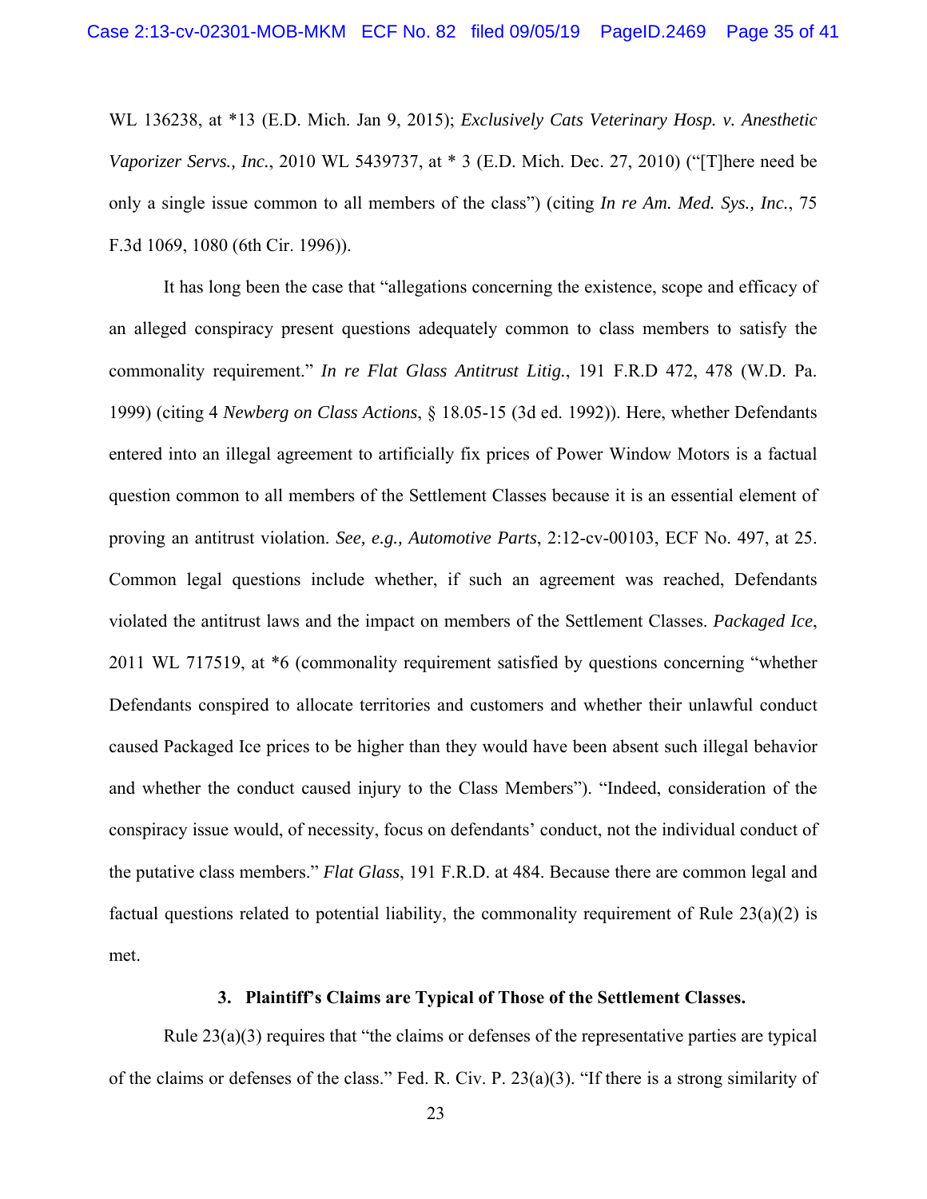WL 136238, at *13 (E.D. Mich. Jan 9, 2015); *Exclusively Cats Veterinary Hosp. v. Anesthetic Vaporizer Servs., Inc.*, 2010 WL 5439737, at * 3 (E.D. Mich. Dec. 27, 2010) ("[T]here need be only a single issue common to all members of the class") (citing *In re Am. Med. Sys., Inc.*, 75 F.3d 1069, 1080 (6th Cir. 1996)).

It has long been the case that "allegations concerning the existence, scope and efficacy of an alleged conspiracy present questions adequately common to class members to satisfy the commonality requirement." *In re Flat Glass Antitrust Litig.*, 191 F.R.D 472, 478 (W.D. Pa. 1999) (citing 4 *Newberg on Class Actions*, § 18.05-15 (3d ed. 1992)). Here, whether Defendants entered into an illegal agreement to artificially fix prices of Power Window Motors is a factual question common to all members of the Settlement Classes because it is an essential element of proving an antitrust violation. *See, e.g., Automotive Parts*, 2:12-cv-00103, ECF No. 497, at 25. Common legal questions include whether, if such an agreement was reached, Defendants violated the antitrust laws and the impact on members of the Settlement Classes. *Packaged Ice*, 2011 WL 717519, at *6 (commonality requirement satisfied by questions concerning "whether Defendants conspired to allocate territories and customers and whether their unlawful conduct caused Packaged Ice prices to be higher than they would have been absent such illegal behavior and whether the conduct caused injury to the Class Members"). "Indeed, consideration of the conspiracy issue would, of necessity, focus on defendants' conduct, not the individual conduct of the putative class members." *Flat Glass*, 191 F.R.D. at 484. Because there are common legal and factual questions related to potential liability, the commonality requirement of Rule 23(a)(2) is met.

### 3. Plaintiff's Claims are Typical of Those of the Settlement Classes.

Rule 23(a)(3) requires that "the claims or defenses of the representative parties are typical of the claims or defenses of the class." Fed. R. Civ. P. 23(a)(3). "If there is a strong similarity of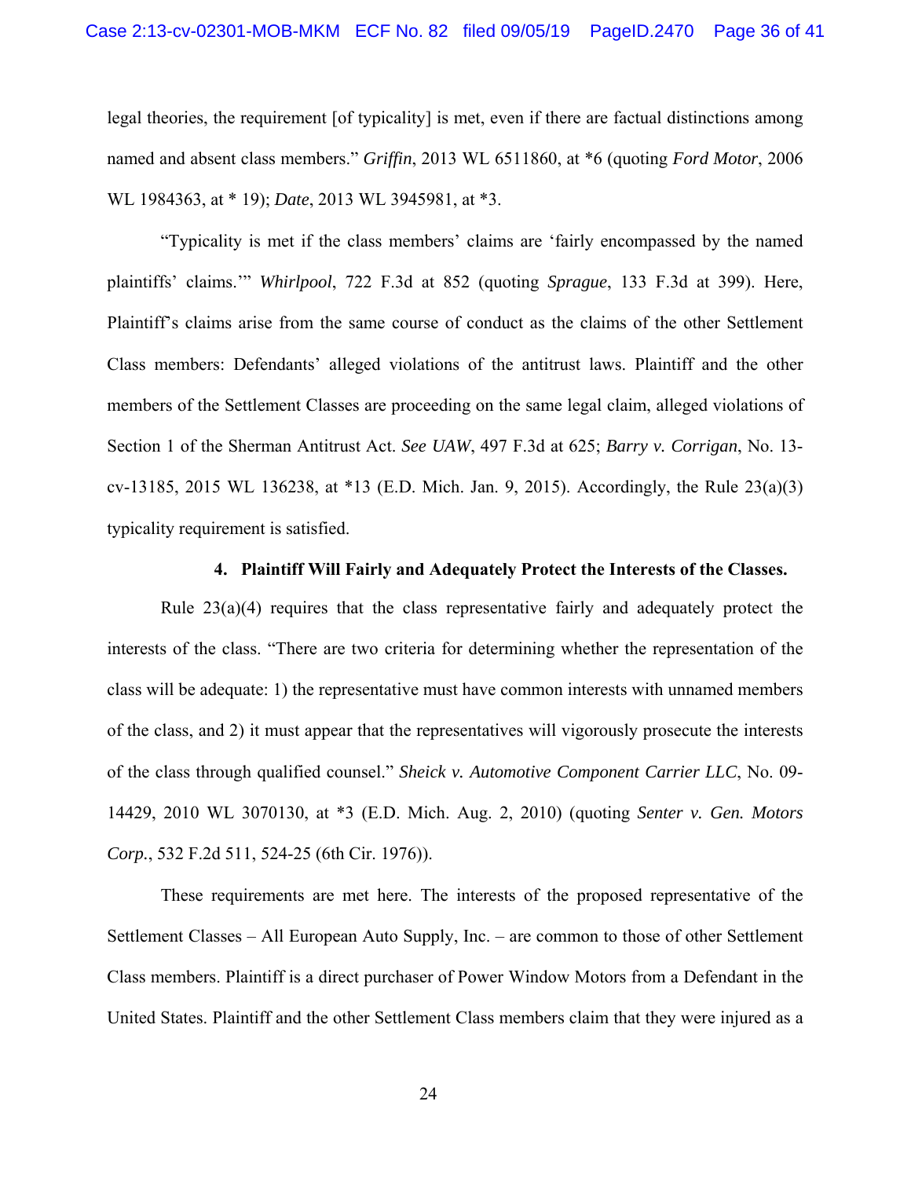legal theories, the requirement [of typicality] is met, even if there are factual distinctions among named and absent class members." *Griffin*, 2013 WL 6511860, at *6 (quoting *Ford Motor*, 2006 WL 1984363, at * 19); *Date*, 2013 WL 3945981, at *3.

"Typicality is met if the class members' claims are 'fairly encompassed by the named plaintiffs' claims.'" *Whirlpool*, 722 F.3d at 852 (quoting *Sprague*, 133 F.3d at 399). Here, Plaintiff's claims arise from the same course of conduct as the claims of the other Settlement Class members: Defendants' alleged violations of the antitrust laws. Plaintiff and the other members of the Settlement Classes are proceeding on the same legal claim, alleged violations of Section 1 of the Sherman Antitrust Act. *See UAW*, 497 F.3d at 625; *Barry v. Corrigan*, No. 13-cv-13185, 2015 WL 136238, at *13 (E.D. Mich. Jan. 9, 2015). Accordingly, the Rule 23(a)(3) typicality requirement is satisfied.

**4. Plaintiff Will Fairly and Adequately Protect the Interests of the Classes.**

Rule 23(a)(4) requires that the class representative fairly and adequately protect the interests of the class. "There are two criteria for determining whether the representation of the class will be adequate: 1) the representative must have common interests with unnamed members of the class, and 2) it must appear that the representatives will vigorously prosecute the interests of the class through qualified counsel." *Sheick v. Automotive Component Carrier LLC*, No. 09-14429, 2010 WL 3070130, at *3 (E.D. Mich. Aug. 2, 2010) (quoting *Senter v. Gen. Motors Corp.*, 532 F.2d 511, 524-25 (6th Cir. 1976)).

These requirements are met here. The interests of the proposed representative of the Settlement Classes – All European Auto Supply, Inc. – are common to those of other Settlement Class members. Plaintiff is a direct purchaser of Power Window Motors from a Defendant in the United States. Plaintiff and the other Settlement Class members claim that they were injured as a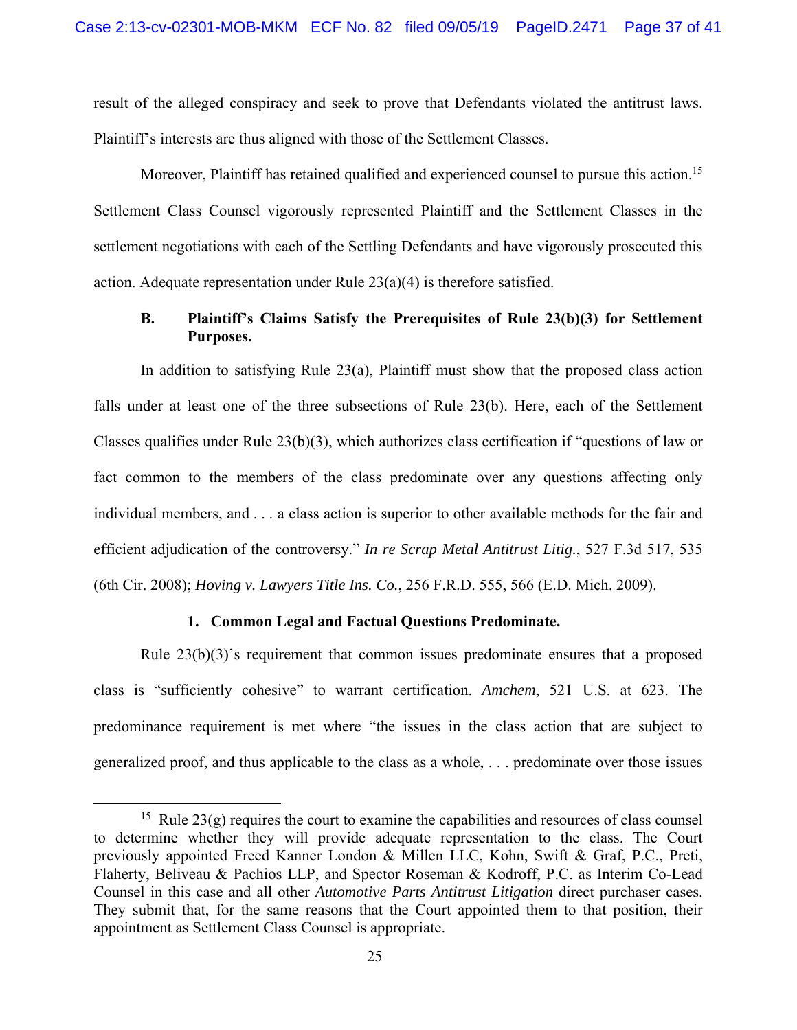result of the alleged conspiracy and seek to prove that Defendants violated the antitrust laws. Plaintiff's interests are thus aligned with those of the Settlement Classes.

Moreover, Plaintiff has retained qualified and experienced counsel to pursue this action.[15] Settlement Class Counsel vigorously represented Plaintiff and the Settlement Classes in the settlement negotiations with each of the Settling Defendants and have vigorously prosecuted this action. Adequate representation under Rule 23(a)(4) is therefore satisfied.

### B. Plaintiff's Claims Satisfy the Prerequisites of Rule 23(b)(3) for Settlement Purposes.

In addition to satisfying Rule 23(a), Plaintiff must show that the proposed class action falls under at least one of the three subsections of Rule 23(b). Here, each of the Settlement Classes qualifies under Rule 23(b)(3), which authorizes class certification if "questions of law or fact common to the members of the class predominate over any questions affecting only individual members, and . . . a class action is superior to other available methods for the fair and efficient adjudication of the controversy." *In re Scrap Metal Antitrust Litig.*, 527 F.3d 517, 535 (6th Cir. 2008); *Hoving v. Lawyers Title Ins. Co.*, 256 F.R.D. 555, 566 (E.D. Mich. 2009).

#### 1. Common Legal and Factual Questions Predominate.

Rule 23(b)(3)'s requirement that common issues predominate ensures that a proposed class is "sufficiently cohesive" to warrant certification. *Amchem*, 521 U.S. at 623. The predominance requirement is met where "the issues in the class action that are subject to generalized proof, and thus applicable to the class as a whole, . . . predominate over those issues

---

[15] Rule 23(g) requires the court to examine the capabilities and resources of class counsel to determine whether they will provide adequate representation to the class. The Court previously appointed Freed Kanner London & Millen LLC, Kohn, Swift & Graf, P.C., Preti, Flaherty, Beliveau & Pachios LLP, and Spector Roseman & Kodroff, P.C. as Interim Co-Lead Counsel in this case and all other *Automotive Parts Antitrust Litigation* direct purchaser cases. They submit that, for the same reasons that the Court appointed them to that position, their appointment as Settlement Class Counsel is appropriate.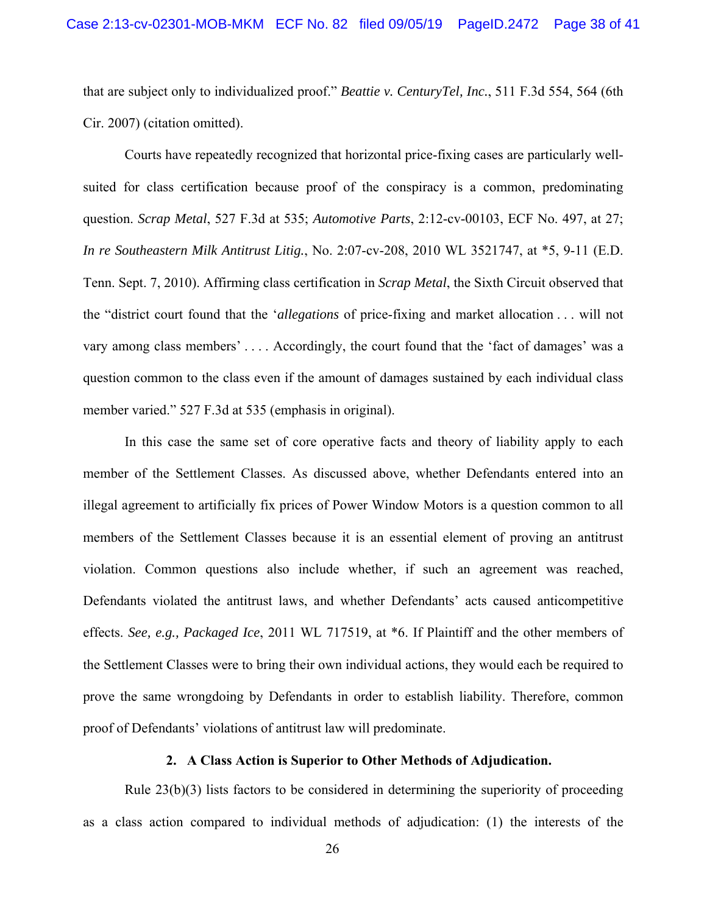that are subject only to individualized proof." *Beattie v. CenturyTel, Inc.*, 511 F.3d 554, 564 (6th Cir. 2007) (citation omitted).

Courts have repeatedly recognized that horizontal price-fixing cases are particularly well-suited for class certification because proof of the conspiracy is a common, predominating question. *Scrap Metal*, 527 F.3d at 535; *Automotive Parts*, 2:12-cv-00103, ECF No. 497, at 27; *In re Southeastern Milk Antitrust Litig.*, No. 2:07-cv-208, 2010 WL 3521747, at *5, 9-11 (E.D. Tenn. Sept. 7, 2010). Affirming class certification in *Scrap Metal*, the Sixth Circuit observed that the "district court found that the '*allegations* of price-fixing and market allocation . . . will not vary among class members' . . . . Accordingly, the court found that the 'fact of damages' was a question common to the class even if the amount of damages sustained by each individual class member varied." 527 F.3d at 535 (emphasis in original).

In this case the same set of core operative facts and theory of liability apply to each member of the Settlement Classes. As discussed above, whether Defendants entered into an illegal agreement to artificially fix prices of Power Window Motors is a question common to all members of the Settlement Classes because it is an essential element of proving an antitrust violation. Common questions also include whether, if such an agreement was reached, Defendants violated the antitrust laws, and whether Defendants' acts caused anticompetitive effects. *See, e.g., Packaged Ice*, 2011 WL 717519, at *6. If Plaintiff and the other members of the Settlement Classes were to bring their own individual actions, they would each be required to prove the same wrongdoing by Defendants in order to establish liability. Therefore, common proof of Defendants' violations of antitrust law will predominate.

**2. A Class Action is Superior to Other Methods of Adjudication.**

Rule 23(b)(3) lists factors to be considered in determining the superiority of proceeding as a class action compared to individual methods of adjudication: (1) the interests of the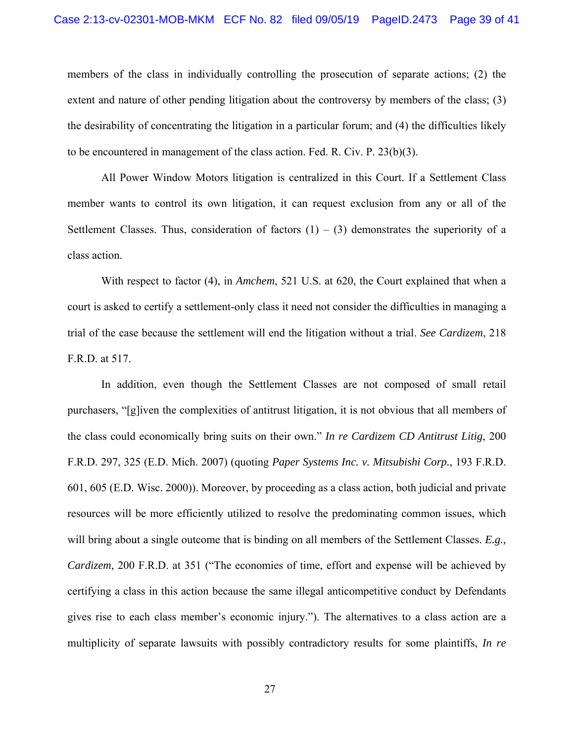members of the class in individually controlling the prosecution of separate actions; (2) the extent and nature of other pending litigation about the controversy by members of the class; (3) the desirability of concentrating the litigation in a particular forum; and (4) the difficulties likely to be encountered in management of the class action. Fed. R. Civ. P. 23(b)(3).

All Power Window Motors litigation is centralized in this Court. If a Settlement Class member wants to control its own litigation, it can request exclusion from any or all of the Settlement Classes. Thus, consideration of factors (1) – (3) demonstrates the superiority of a class action.

With respect to factor (4), in *Amchem*, 521 U.S. at 620, the Court explained that when a court is asked to certify a settlement-only class it need not consider the difficulties in managing a trial of the case because the settlement will end the litigation without a trial. *See Cardizem*, 218 F.R.D. at 517.

In addition, even though the Settlement Classes are not composed of small retail purchasers, "[g]iven the complexities of antitrust litigation, it is not obvious that all members of the class could economically bring suits on their own." *In re Cardizem CD Antitrust Litig*, 200 F.R.D. 297, 325 (E.D. Mich. 2007) (quoting *Paper Systems Inc. v. Mitsubishi Corp.*, 193 F.R.D. 601, 605 (E.D. Wisc. 2000)). Moreover, by proceeding as a class action, both judicial and private resources will be more efficiently utilized to resolve the predominating common issues, which will bring about a single outcome that is binding on all members of the Settlement Classes. *E.g., Cardizem*, 200 F.R.D. at 351 ("The economies of time, effort and expense will be achieved by certifying a class in this action because the same illegal anticompetitive conduct by Defendants gives rise to each class member's economic injury."). The alternatives to a class action are a multiplicity of separate lawsuits with possibly contradictory results for some plaintiffs, *In re*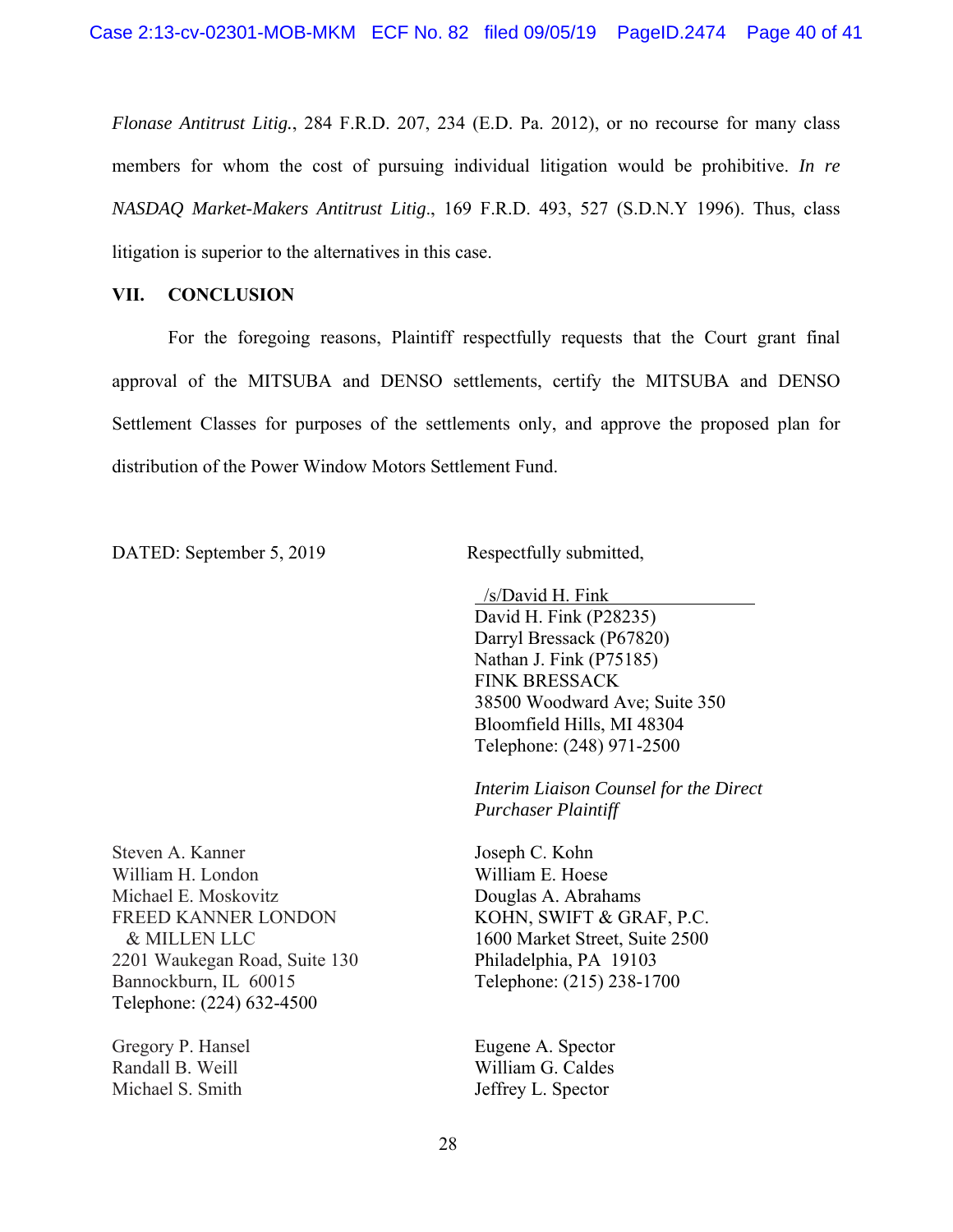*Flonase Antitrust Litig.*, 284 F.R.D. 207, 234 (E.D. Pa. 2012), or no recourse for many class members for whom the cost of pursuing individual litigation would be prohibitive. *In re NASDAQ Market-Makers Antitrust Litig*., 169 F.R.D. 493, 527 (S.D.N.Y 1996). Thus, class litigation is superior to the alternatives in this case.

## VII. CONCLUSION

For the foregoing reasons, Plaintiff respectfully requests that the Court grant final approval of the MITSUBA and DENSO settlements, certify the MITSUBA and DENSO Settlement Classes for purposes of the settlements only, and approve the proposed plan for distribution of the Power Window Motors Settlement Fund.

DATED: September 5, 2019

Respectfully submitted,

/s/David H. Fink
David H. Fink (P28235)
Darryl Bressack (P67820)
Nathan J. Fink (P75185)
FINK BRESSACK
38500 Woodward Ave; Suite 350
Bloomfield Hills, MI 48304
Telephone: (248) 971-2500

*Interim Liaison Counsel for the Direct Purchaser Plaintiff*

Steven A. Kanner
William H. London
Michael E. Moskovitz
FREED KANNER LONDON & MILLEN LLC
2201 Waukegan Road, Suite 130
Bannockburn, IL 60015
Telephone: (224) 632-4500

Joseph C. Kohn
William E. Hoese
Douglas A. Abrahams
KOHN, SWIFT & GRAF, P.C.
1600 Market Street, Suite 2500
Philadelphia, PA 19103
Telephone: (215) 238-1700

Gregory P. Hansel
Randall B. Weill
Michael S. Smith

Eugene A. Spector
William G. Caldes
Jeffrey L. Spector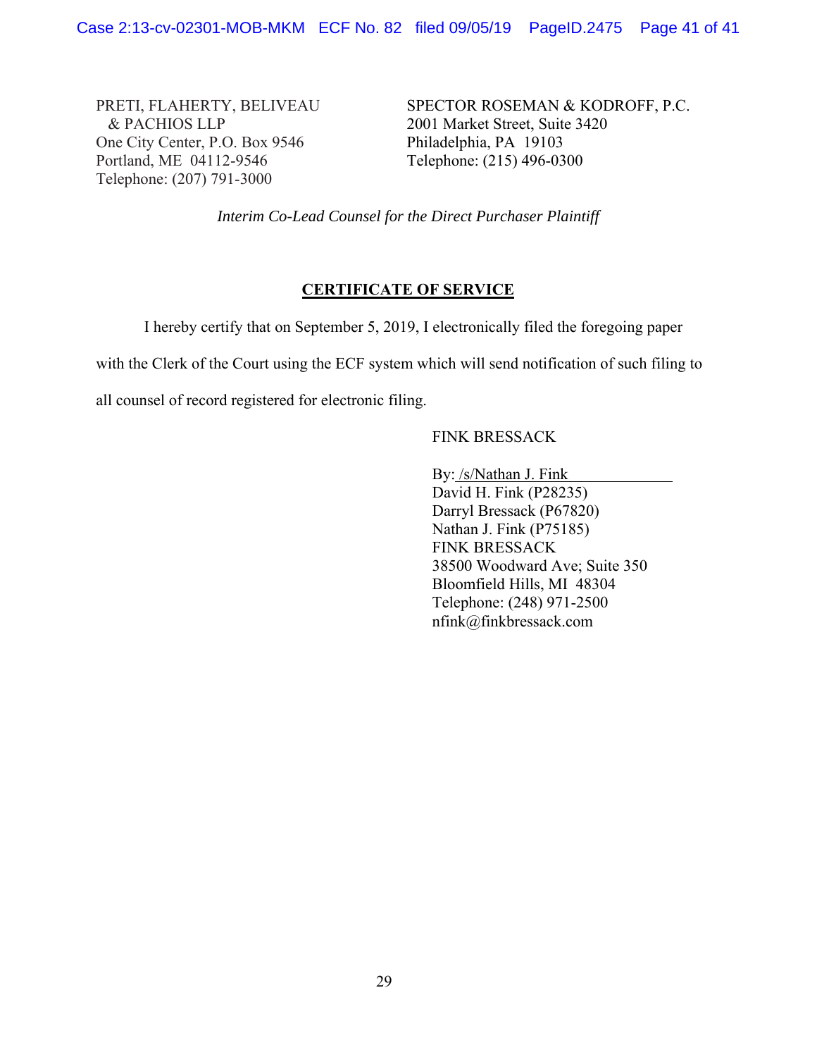PRETI, FLAHERTY, BELIVEAU & PACHIOS LLP
One City Center, P.O. Box 9546
Portland, ME 04112-9546
Telephone: (207) 791-3000

SPECTOR ROSEMAN & KODROFF, P.C.
2001 Market Street, Suite 3420
Philadelphia, PA 19103
Telephone: (215) 496-0300

*Interim Co-Lead Counsel for the Direct Purchaser Plaintiff*

## CERTIFICATE OF SERVICE

I hereby certify that on September 5, 2019, I electronically filed the foregoing paper with the Clerk of the Court using the ECF system which will send notification of such filing to all counsel of record registered for electronic filing.

FINK BRESSACK

By: /s/Nathan J. Fink
David H. Fink (P28235)
Darryl Bressack (P67820)
Nathan J. Fink (P75185)
FINK BRESSACK
38500 Woodward Ave; Suite 350
Bloomfield Hills, MI 48304
Telephone: (248) 971-2500
nfink@finkbressack.com